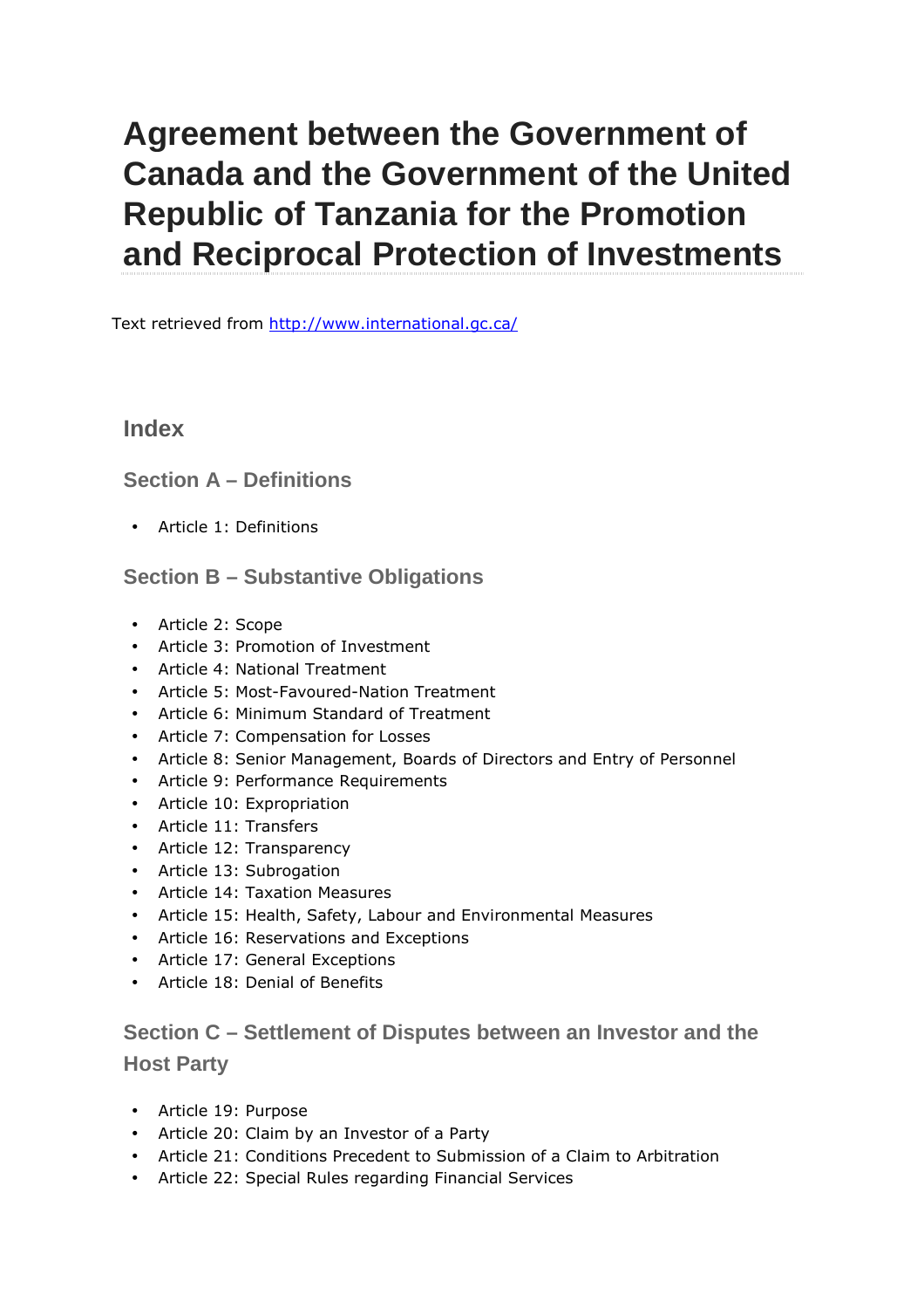# Agreement between the Government of Canada and the Government of the United Republic of Tanzania for the Promotion and Reciprocal Protection of Investments

Text retrieved from [http://www.international.gc.ca/](http://www.international.gc.ca/)

## Index

### Section A – Definitions

- Article 1: Definitions

### Section B – Substantive Obligations

- Article 2: Scope
- Article 3: Promotion of Investment
- Article 4: National Treatment
- Article 5: Most-Favoured-Nation Treatment
- Article 6: Minimum Standard of Treatment
- Article 7: Compensation for Losses
- Article 8: Senior Management, Boards of Directors and Entry of Personnel
- Article 9: Performance Requirements
- Article 10: Expropriation
- Article 11: Transfers
- Article 12: Transparency
- Article 13: Subrogation
- Article 14: Taxation Measures
- Article 15: Health, Safety, Labour and Environmental Measures
- Article 16: Reservations and Exceptions
- Article 17: General Exceptions
- Article 18: Denial of Benefits

### Section C – Settlement of Disputes between an Investor and the Host Party

- Article 19: Purpose
- Article 20: Claim by an Investor of a Party
- Article 21: Conditions Precedent to Submission of a Claim to Arbitration
- Article 22: Special Rules regarding Financial Services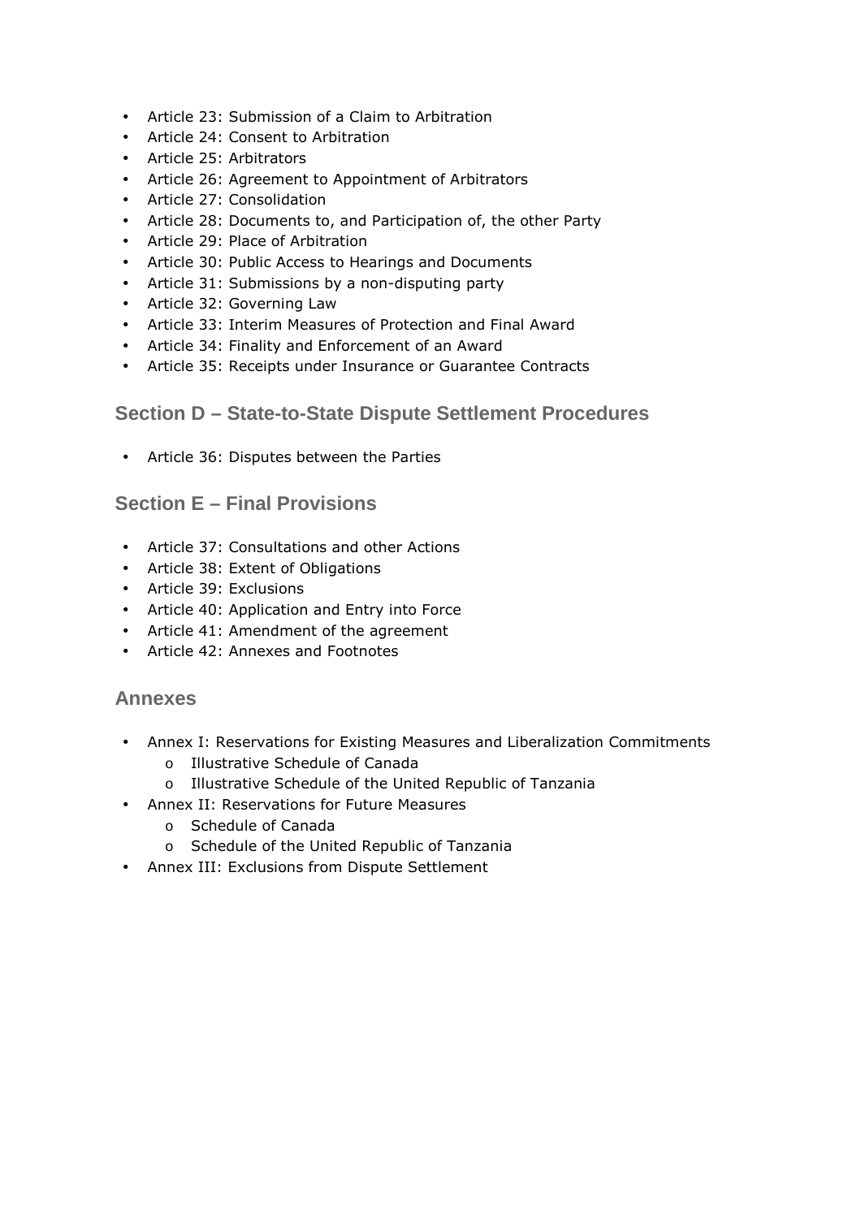- Article 23: Submission of a Claim to Arbitration
- Article 24: Consent to Arbitration
- Article 25: Arbitrators
- Article 26: Agreement to Appointment of Arbitrators
- Article 27: Consolidation
- Article 28: Documents to, and Participation of, the other Party
- Article 29: Place of Arbitration
- Article 30: Public Access to Hearings and Documents
- Article 31: Submissions by a non-disputing party
- Article 32: Governing Law
- Article 33: Interim Measures of Protection and Final Award
- Article 34: Finality and Enforcement of an Award
- Article 35: Receipts under Insurance or Guarantee Contracts

## Section D – State-to-State Dispute Settlement Procedures

- Article 36: Disputes between the Parties

## Section E – Final Provisions

- Article 37: Consultations and other Actions
- Article 38: Extent of Obligations
- Article 39: Exclusions
- Article 40: Application and Entry into Force
- Article 41: Amendment of the agreement
- Article 42: Annexes and Footnotes

## Annexes

- Annex I: Reservations for Existing Measures and Liberalization Commitments
  - Illustrative Schedule of Canada
  - Illustrative Schedule of the United Republic of Tanzania
- Annex II: Reservations for Future Measures
  - Schedule of Canada
  - Schedule of the United Republic of Tanzania
- Annex III: Exclusions from Dispute Settlement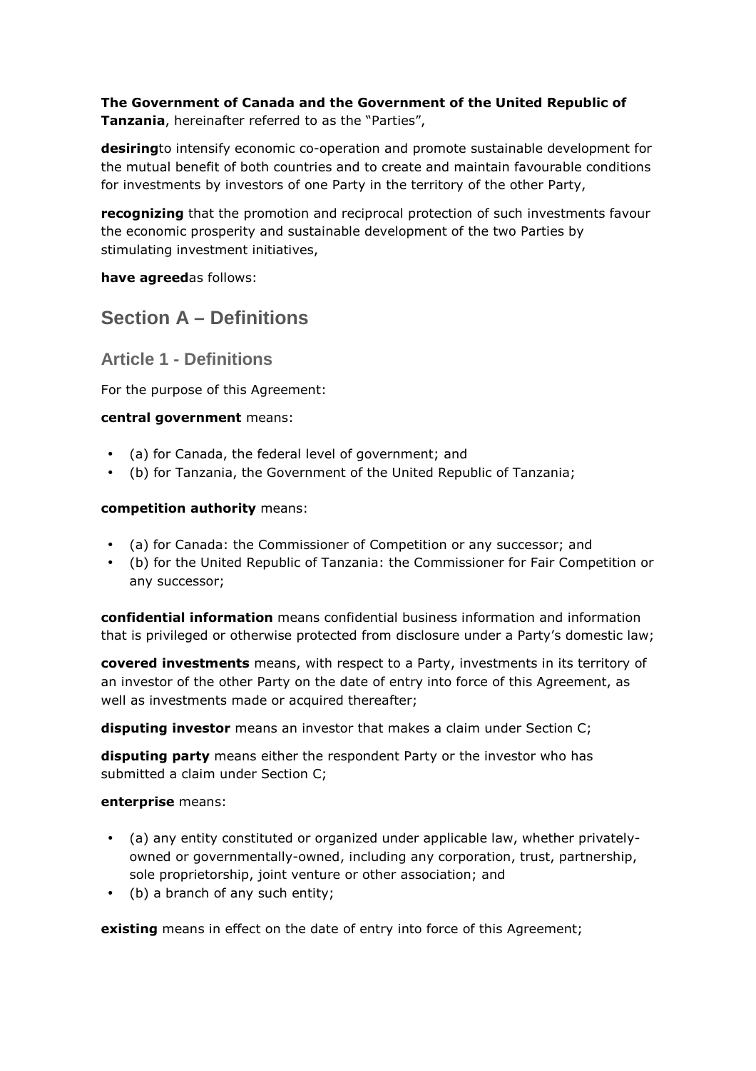**The Government of Canada and the Government of the United Republic of Tanzania**, hereinafter referred to as the "Parties",

**desiring**to intensify economic co-operation and promote sustainable development for the mutual benefit of both countries and to create and maintain favourable conditions for investments by investors of one Party in the territory of the other Party,

**recognizing** that the promotion and reciprocal protection of such investments favour the economic prosperity and sustainable development of the two Parties by stimulating investment initiatives,

**have agreed**as follows:

## Section A – Definitions

### Article 1 - Definitions

For the purpose of this Agreement:

**central government** means:

- (a) for Canada, the federal level of government; and
- (b) for Tanzania, the Government of the United Republic of Tanzania;

**competition authority** means:

- (a) for Canada: the Commissioner of Competition or any successor; and
- (b) for the United Republic of Tanzania: the Commissioner for Fair Competition or any successor;

**confidential information** means confidential business information and information that is privileged or otherwise protected from disclosure under a Party's domestic law;

**covered investments** means, with respect to a Party, investments in its territory of an investor of the other Party on the date of entry into force of this Agreement, as well as investments made or acquired thereafter;

**disputing investor** means an investor that makes a claim under Section C;

**disputing party** means either the respondent Party or the investor who has submitted a claim under Section C;

**enterprise** means:

- (a) any entity constituted or organized under applicable law, whether privately-owned or governmentally-owned, including any corporation, trust, partnership, sole proprietorship, joint venture or other association; and
- (b) a branch of any such entity;

**existing** means in effect on the date of entry into force of this Agreement;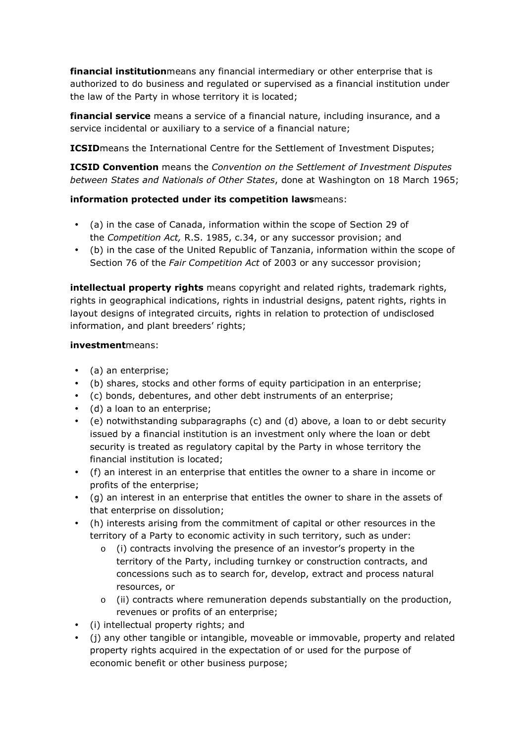**financial institution** means any financial intermediary or other enterprise that is authorized to do business and regulated or supervised as a financial institution under the law of the Party in whose territory it is located;

**financial service** means a service of a financial nature, including insurance, and a service incidental or auxiliary to a service of a financial nature;

**ICSID** means the International Centre for the Settlement of Investment Disputes;

**ICSID Convention** means the *Convention on the Settlement of Investment Disputes between States and Nationals of Other States*, done at Washington on 18 March 1965;

**information protected under its competition laws** means:

- (a) in the case of Canada, information within the scope of Section 29 of the *Competition Act,* R.S. 1985, c.34, or any successor provision; and
- (b) in the case of the United Republic of Tanzania, information within the scope of Section 76 of the *Fair Competition Act* of 2003 or any successor provision;

**intellectual property rights** means copyright and related rights, trademark rights, rights in geographical indications, rights in industrial designs, patent rights, rights in layout designs of integrated circuits, rights in relation to protection of undisclosed information, and plant breeders' rights;

**investment** means:

- (a) an enterprise;
- (b) shares, stocks and other forms of equity participation in an enterprise;
- (c) bonds, debentures, and other debt instruments of an enterprise;
- (d) a loan to an enterprise;
- (e) notwithstanding subparagraphs (c) and (d) above, a loan to or debt security issued by a financial institution is an investment only where the loan or debt security is treated as regulatory capital by the Party in whose territory the financial institution is located;
- (f) an interest in an enterprise that entitles the owner to a share in income or profits of the enterprise;
- (g) an interest in an enterprise that entitles the owner to share in the assets of that enterprise on dissolution;
- (h) interests arising from the commitment of capital or other resources in the territory of a Party to economic activity in such territory, such as under:
  - (i) contracts involving the presence of an investor's property in the territory of the Party, including turnkey or construction contracts, and concessions such as to search for, develop, extract and process natural resources, or
  - (ii) contracts where remuneration depends substantially on the production, revenues or profits of an enterprise;
- (i) intellectual property rights; and
- (j) any other tangible or intangible, moveable or immovable, property and related property rights acquired in the expectation of or used for the purpose of economic benefit or other business purpose;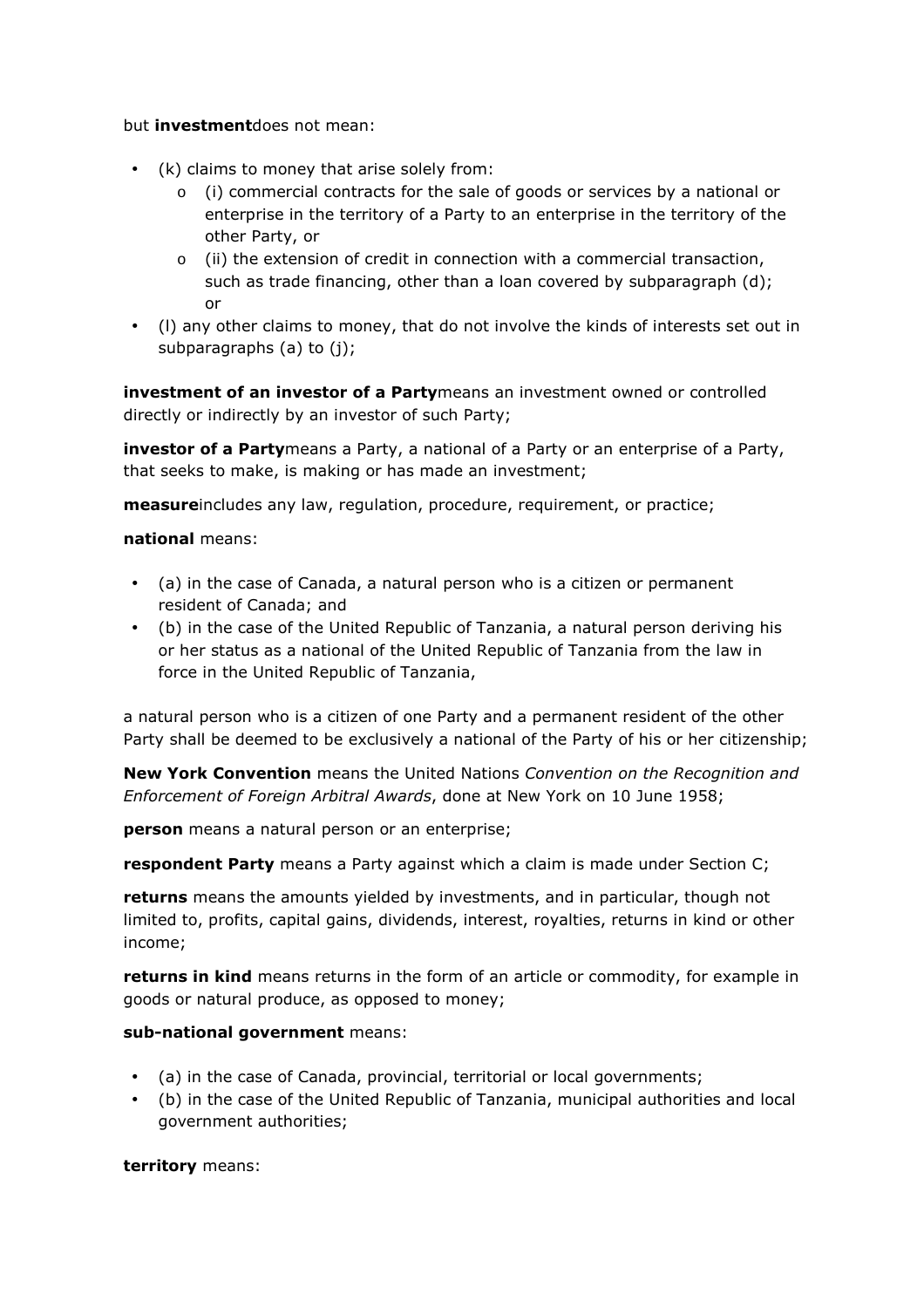but **investment** does not mean:

- (k) claims to money that arise solely from:
  - (i) commercial contracts for the sale of goods or services by a national or enterprise in the territory of a Party to an enterprise in the territory of the other Party, or
  - (ii) the extension of credit in connection with a commercial transaction, such as trade financing, other than a loan covered by subparagraph (d); or
- (l) any other claims to money, that do not involve the kinds of interests set out in subparagraphs (a) to (j);

**investment of an investor of a Party** means an investment owned or controlled directly or indirectly by an investor of such Party;

**investor of a Party** means a Party, a national of a Party or an enterprise of a Party, that seeks to make, is making or has made an investment;

**measure** includes any law, regulation, procedure, requirement, or practice;

**national** means:

- (a) in the case of Canada, a natural person who is a citizen or permanent resident of Canada; and
- (b) in the case of the United Republic of Tanzania, a natural person deriving his or her status as a national of the United Republic of Tanzania from the law in force in the United Republic of Tanzania,

a natural person who is a citizen of one Party and a permanent resident of the other Party shall be deemed to be exclusively a national of the Party of his or her citizenship;

**New York Convention** means the United Nations *Convention on the Recognition and Enforcement of Foreign Arbitral Awards*, done at New York on 10 June 1958;

**person** means a natural person or an enterprise;

**respondent Party** means a Party against which a claim is made under Section C;

**returns** means the amounts yielded by investments, and in particular, though not limited to, profits, capital gains, dividends, interest, royalties, returns in kind or other income;

**returns in kind** means returns in the form of an article or commodity, for example in goods or natural produce, as opposed to money;

**sub-national government** means:

- (a) in the case of Canada, provincial, territorial or local governments;
- (b) in the case of the United Republic of Tanzania, municipal authorities and local government authorities;

**territory** means: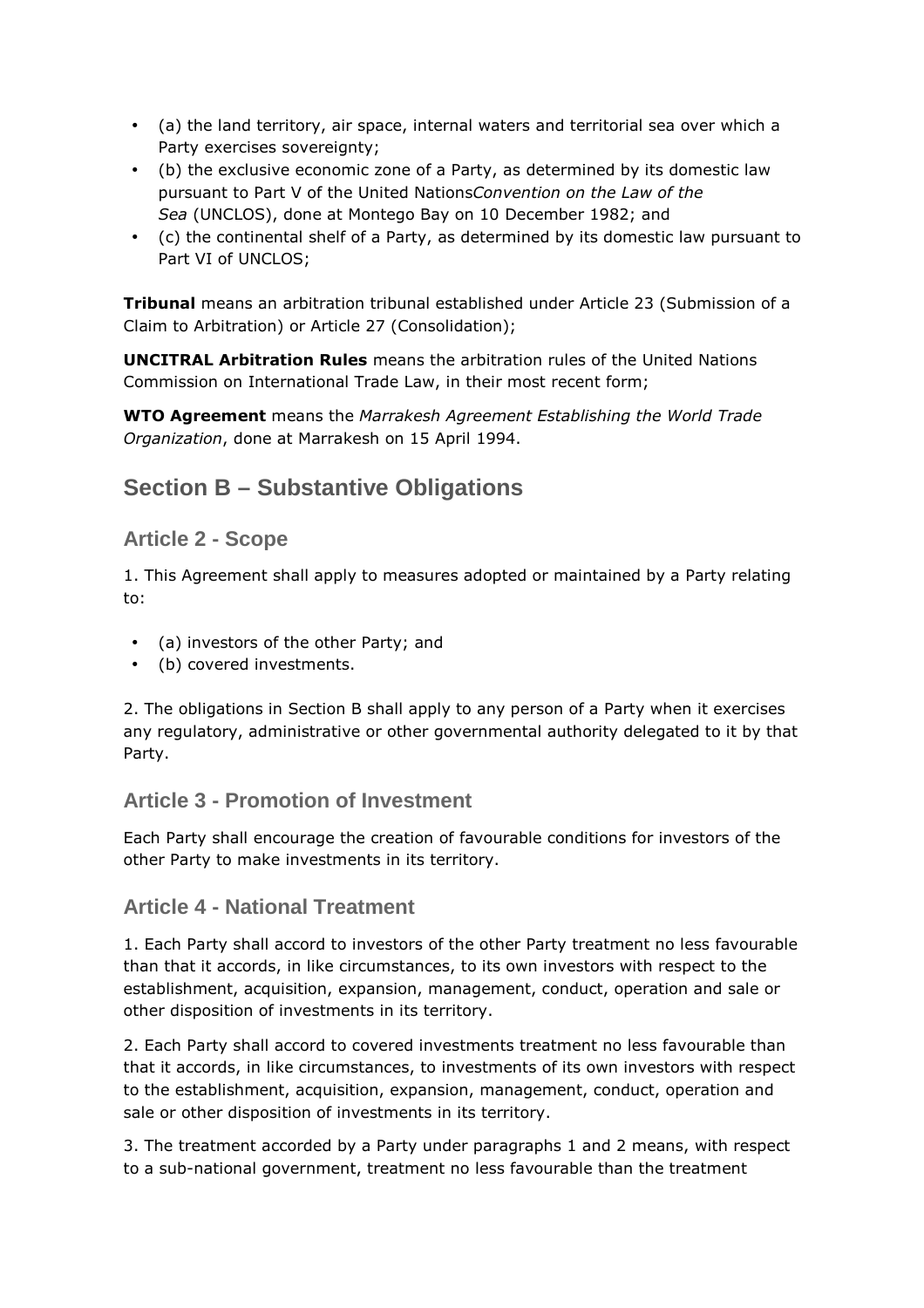- (a) the land territory, air space, internal waters and territorial sea over which a Party exercises sovereignty;
- (b) the exclusive economic zone of a Party, as determined by its domestic law pursuant to Part V of the United Nations*Convention on the Law of the Sea* (UNCLOS), done at Montego Bay on 10 December 1982; and
- (c) the continental shelf of a Party, as determined by its domestic law pursuant to Part VI of UNCLOS;

**Tribunal** means an arbitration tribunal established under Article 23 (Submission of a Claim to Arbitration) or Article 27 (Consolidation);

**UNCITRAL Arbitration Rules** means the arbitration rules of the United Nations Commission on International Trade Law, in their most recent form;

**WTO Agreement** means the *Marrakesh Agreement Establishing the World Trade Organization*, done at Marrakesh on 15 April 1994.

## Section B – Substantive Obligations

### Article 2 - Scope

1. This Agreement shall apply to measures adopted or maintained by a Party relating to:

- (a) investors of the other Party; and
- (b) covered investments.

2. The obligations in Section B shall apply to any person of a Party when it exercises any regulatory, administrative or other governmental authority delegated to it by that Party.

### Article 3 - Promotion of Investment

Each Party shall encourage the creation of favourable conditions for investors of the other Party to make investments in its territory.

### Article 4 - National Treatment

1. Each Party shall accord to investors of the other Party treatment no less favourable than that it accords, in like circumstances, to its own investors with respect to the establishment, acquisition, expansion, management, conduct, operation and sale or other disposition of investments in its territory.

2. Each Party shall accord to covered investments treatment no less favourable than that it accords, in like circumstances, to investments of its own investors with respect to the establishment, acquisition, expansion, management, conduct, operation and sale or other disposition of investments in its territory.

3. The treatment accorded by a Party under paragraphs 1 and 2 means, with respect to a sub-national government, treatment no less favourable than the treatment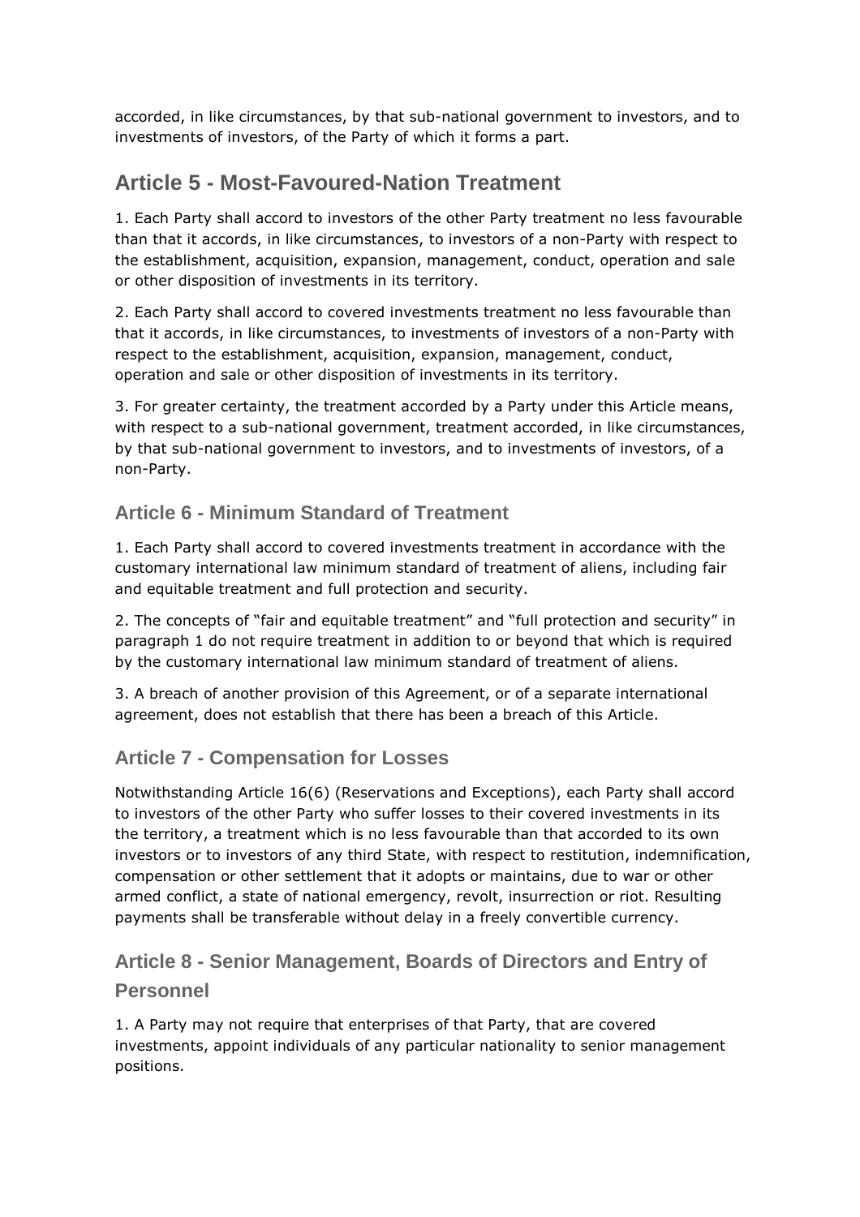accorded, in like circumstances, by that sub-national government to investors, and to investments of investors, of the Party of which it forms a part.

## Article 5 - Most-Favoured-Nation Treatment

1. Each Party shall accord to investors of the other Party treatment no less favourable than that it accords, in like circumstances, to investors of a non-Party with respect to the establishment, acquisition, expansion, management, conduct, operation and sale or other disposition of investments in its territory.

2. Each Party shall accord to covered investments treatment no less favourable than that it accords, in like circumstances, to investments of investors of a non-Party with respect to the establishment, acquisition, expansion, management, conduct, operation and sale or other disposition of investments in its territory.

3. For greater certainty, the treatment accorded by a Party under this Article means, with respect to a sub-national government, treatment accorded, in like circumstances, by that sub-national government to investors, and to investments of investors, of a non-Party.

### Article 6 - Minimum Standard of Treatment

1. Each Party shall accord to covered investments treatment in accordance with the customary international law minimum standard of treatment of aliens, including fair and equitable treatment and full protection and security.

2. The concepts of "fair and equitable treatment" and "full protection and security" in paragraph 1 do not require treatment in addition to or beyond that which is required by the customary international law minimum standard of treatment of aliens.

3. A breach of another provision of this Agreement, or of a separate international agreement, does not establish that there has been a breach of this Article.

### Article 7 - Compensation for Losses

Notwithstanding Article 16(6) (Reservations and Exceptions), each Party shall accord to investors of the other Party who suffer losses to their covered investments in its the territory, a treatment which is no less favourable than that accorded to its own investors or to investors of any third State, with respect to restitution, indemnification, compensation or other settlement that it adopts or maintains, due to war or other armed conflict, a state of national emergency, revolt, insurrection or riot. Resulting payments shall be transferable without delay in a freely convertible currency.

### Article 8 - Senior Management, Boards of Directors and Entry of Personnel

1. A Party may not require that enterprises of that Party, that are covered investments, appoint individuals of any particular nationality to senior management positions.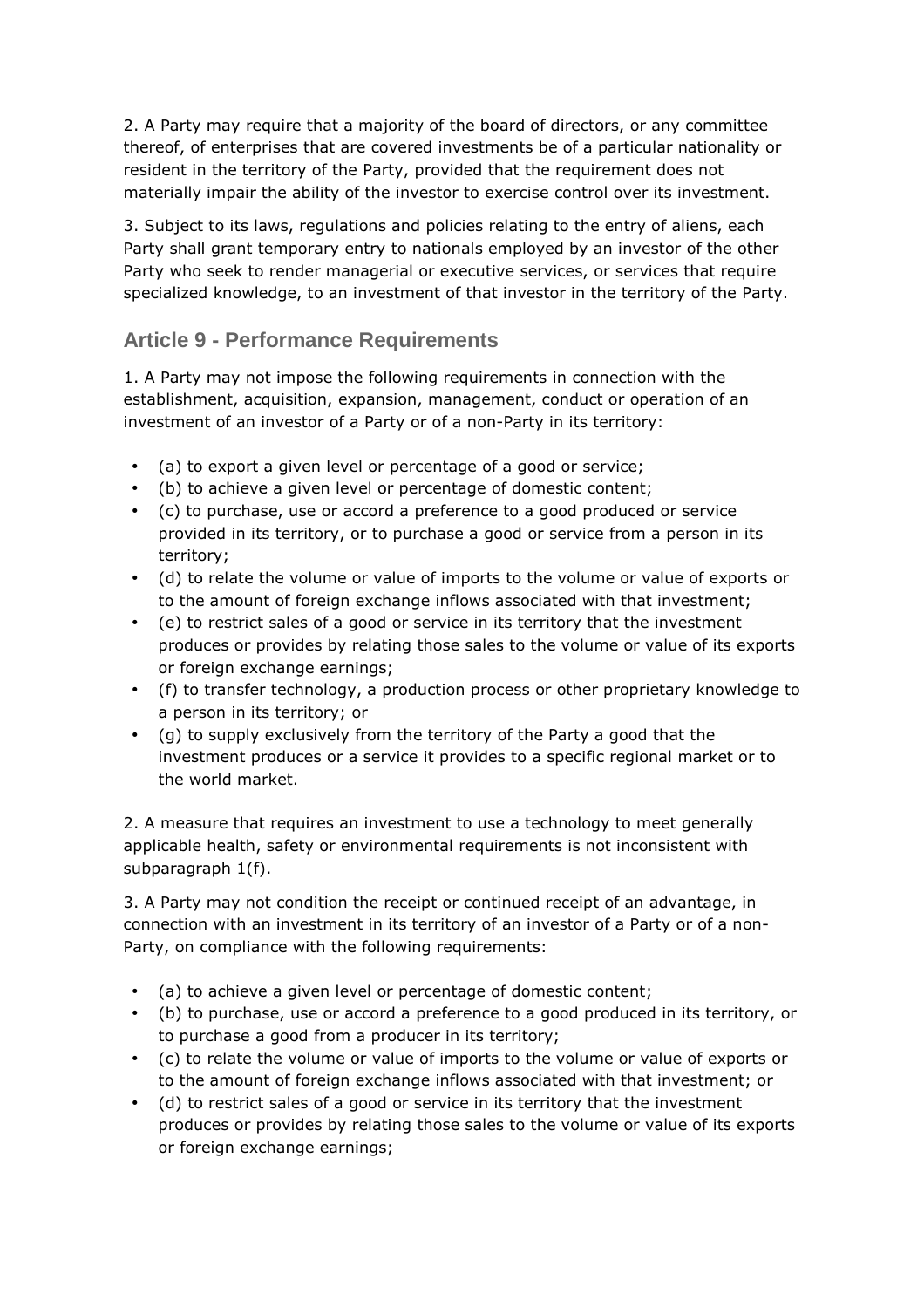2. A Party may require that a majority of the board of directors, or any committee thereof, of enterprises that are covered investments be of a particular nationality or resident in the territory of the Party, provided that the requirement does not materially impair the ability of the investor to exercise control over its investment.

3. Subject to its laws, regulations and policies relating to the entry of aliens, each Party shall grant temporary entry to nationals employed by an investor of the other Party who seek to render managerial or executive services, or services that require specialized knowledge, to an investment of that investor in the territory of the Party.

## Article 9 - Performance Requirements

1. A Party may not impose the following requirements in connection with the establishment, acquisition, expansion, management, conduct or operation of an investment of an investor of a Party or of a non-Party in its territory:

- (a) to export a given level or percentage of a good or service;
- (b) to achieve a given level or percentage of domestic content;
- (c) to purchase, use or accord a preference to a good produced or service provided in its territory, or to purchase a good or service from a person in its territory;
- (d) to relate the volume or value of imports to the volume or value of exports or to the amount of foreign exchange inflows associated with that investment;
- (e) to restrict sales of a good or service in its territory that the investment produces or provides by relating those sales to the volume or value of its exports or foreign exchange earnings;
- (f) to transfer technology, a production process or other proprietary knowledge to a person in its territory; or
- (g) to supply exclusively from the territory of the Party a good that the investment produces or a service it provides to a specific regional market or to the world market.

2. A measure that requires an investment to use a technology to meet generally applicable health, safety or environmental requirements is not inconsistent with subparagraph 1(f).

3. A Party may not condition the receipt or continued receipt of an advantage, in connection with an investment in its territory of an investor of a Party or of a non-Party, on compliance with the following requirements:

- (a) to achieve a given level or percentage of domestic content;
- (b) to purchase, use or accord a preference to a good produced in its territory, or to purchase a good from a producer in its territory;
- (c) to relate the volume or value of imports to the volume or value of exports or to the amount of foreign exchange inflows associated with that investment; or
- (d) to restrict sales of a good or service in its territory that the investment produces or provides by relating those sales to the volume or value of its exports or foreign exchange earnings;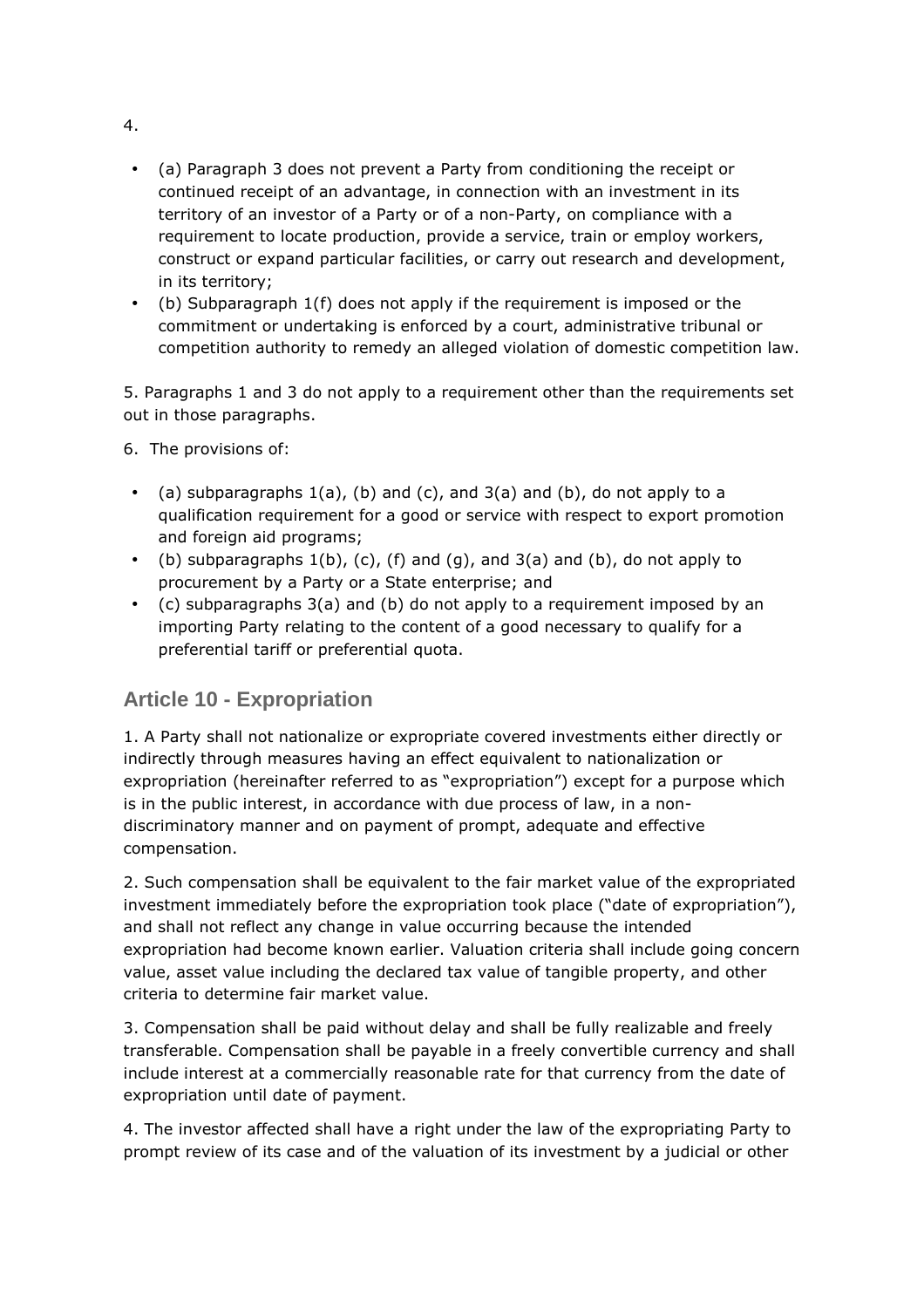4.

- (a) Paragraph 3 does not prevent a Party from conditioning the receipt or continued receipt of an advantage, in connection with an investment in its territory of an investor of a Party or of a non-Party, on compliance with a requirement to locate production, provide a service, train or employ workers, construct or expand particular facilities, or carry out research and development, in its territory;
- (b) Subparagraph 1(f) does not apply if the requirement is imposed or the commitment or undertaking is enforced by a court, administrative tribunal or competition authority to remedy an alleged violation of domestic competition law.

5. Paragraphs 1 and 3 do not apply to a requirement other than the requirements set out in those paragraphs.

6. The provisions of:

- (a) subparagraphs 1(a), (b) and (c), and 3(a) and (b), do not apply to a qualification requirement for a good or service with respect to export promotion and foreign aid programs;
- (b) subparagraphs 1(b), (c), (f) and (g), and 3(a) and (b), do not apply to procurement by a Party or a State enterprise; and
- (c) subparagraphs 3(a) and (b) do not apply to a requirement imposed by an importing Party relating to the content of a good necessary to qualify for a preferential tariff or preferential quota.

## Article 10 - Expropriation

1. A Party shall not nationalize or expropriate covered investments either directly or indirectly through measures having an effect equivalent to nationalization or expropriation (hereinafter referred to as "expropriation") except for a purpose which is in the public interest, in accordance with due process of law, in a non-discriminatory manner and on payment of prompt, adequate and effective compensation.

2. Such compensation shall be equivalent to the fair market value of the expropriated investment immediately before the expropriation took place ("date of expropriation"), and shall not reflect any change in value occurring because the intended expropriation had become known earlier. Valuation criteria shall include going concern value, asset value including the declared tax value of tangible property, and other criteria to determine fair market value.

3. Compensation shall be paid without delay and shall be fully realizable and freely transferable. Compensation shall be payable in a freely convertible currency and shall include interest at a commercially reasonable rate for that currency from the date of expropriation until date of payment.

4. The investor affected shall have a right under the law of the expropriating Party to prompt review of its case and of the valuation of its investment by a judicial or other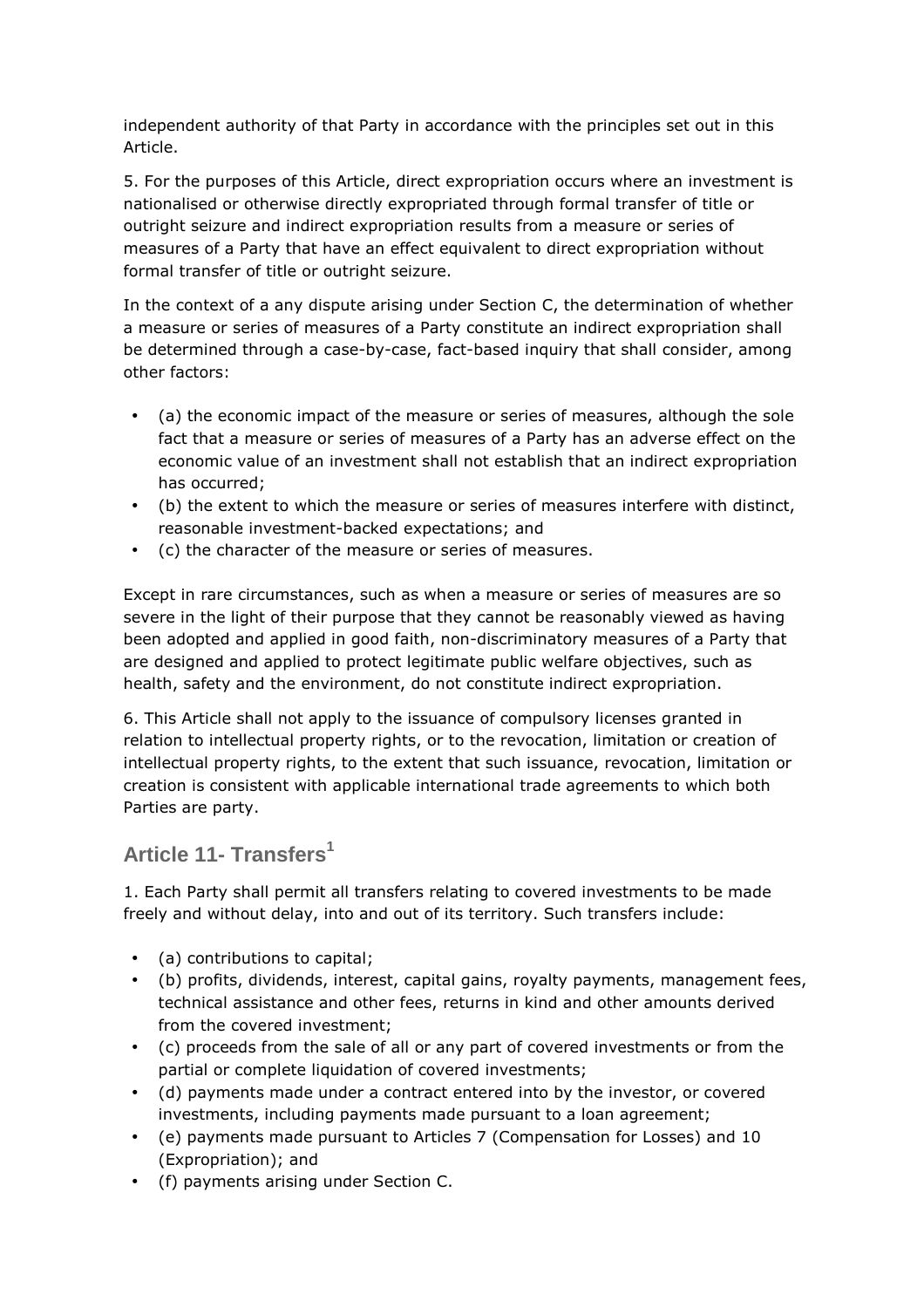independent authority of that Party in accordance with the principles set out in this Article.

5. For the purposes of this Article, direct expropriation occurs where an investment is nationalised or otherwise directly expropriated through formal transfer of title or outright seizure and indirect expropriation results from a measure or series of measures of a Party that have an effect equivalent to direct expropriation without formal transfer of title or outright seizure.

In the context of a any dispute arising under Section C, the determination of whether a measure or series of measures of a Party constitute an indirect expropriation shall be determined through a case-by-case, fact-based inquiry that shall consider, among other factors:

- (a) the economic impact of the measure or series of measures, although the sole fact that a measure or series of measures of a Party has an adverse effect on the economic value of an investment shall not establish that an indirect expropriation has occurred;
- (b) the extent to which the measure or series of measures interfere with distinct, reasonable investment-backed expectations; and
- (c) the character of the measure or series of measures.

Except in rare circumstances, such as when a measure or series of measures are so severe in the light of their purpose that they cannot be reasonably viewed as having been adopted and applied in good faith, non-discriminatory measures of a Party that are designed and applied to protect legitimate public welfare objectives, such as health, safety and the environment, do not constitute indirect expropriation.

6. This Article shall not apply to the issuance of compulsory licenses granted in relation to intellectual property rights, or to the revocation, limitation or creation of intellectual property rights, to the extent that such issuance, revocation, limitation or creation is consistent with applicable international trade agreements to which both Parties are party.

## Article 11- Transfers[1]

1. Each Party shall permit all transfers relating to covered investments to be made freely and without delay, into and out of its territory. Such transfers include:

- (a) contributions to capital;
- (b) profits, dividends, interest, capital gains, royalty payments, management fees, technical assistance and other fees, returns in kind and other amounts derived from the covered investment;
- (c) proceeds from the sale of all or any part of covered investments or from the partial or complete liquidation of covered investments;
- (d) payments made under a contract entered into by the investor, or covered investments, including payments made pursuant to a loan agreement;
- (e) payments made pursuant to Articles 7 (Compensation for Losses) and 10 (Expropriation); and
- (f) payments arising under Section C.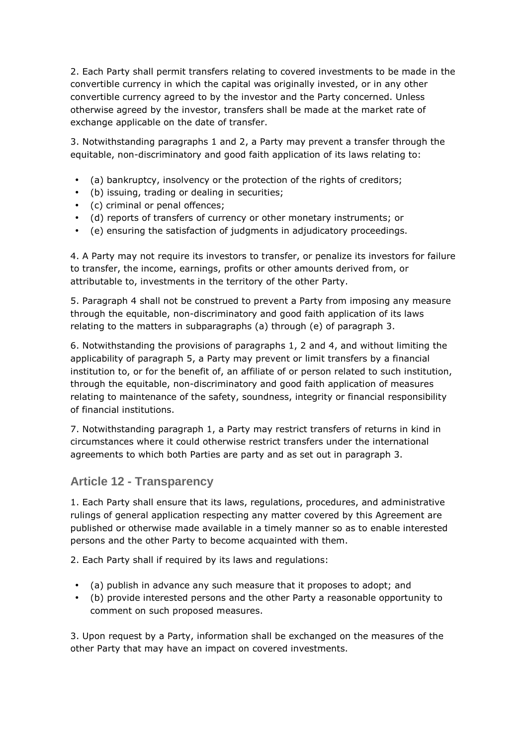2. Each Party shall permit transfers relating to covered investments to be made in the convertible currency in which the capital was originally invested, or in any other convertible currency agreed to by the investor and the Party concerned. Unless otherwise agreed by the investor, transfers shall be made at the market rate of exchange applicable on the date of transfer.

3. Notwithstanding paragraphs 1 and 2, a Party may prevent a transfer through the equitable, non-discriminatory and good faith application of its laws relating to:

- (a) bankruptcy, insolvency or the protection of the rights of creditors;
- (b) issuing, trading or dealing in securities;
- (c) criminal or penal offences;
- (d) reports of transfers of currency or other monetary instruments; or
- (e) ensuring the satisfaction of judgments in adjudicatory proceedings.

4. A Party may not require its investors to transfer, or penalize its investors for failure to transfer, the income, earnings, profits or other amounts derived from, or attributable to, investments in the territory of the other Party.

5. Paragraph 4 shall not be construed to prevent a Party from imposing any measure through the equitable, non-discriminatory and good faith application of its laws relating to the matters in subparagraphs (a) through (e) of paragraph 3.

6. Notwithstanding the provisions of paragraphs 1, 2 and 4, and without limiting the applicability of paragraph 5, a Party may prevent or limit transfers by a financial institution to, or for the benefit of, an affiliate of or person related to such institution, through the equitable, non-discriminatory and good faith application of measures relating to maintenance of the safety, soundness, integrity or financial responsibility of financial institutions.

7. Notwithstanding paragraph 1, a Party may restrict transfers of returns in kind in circumstances where it could otherwise restrict transfers under the international agreements to which both Parties are party and as set out in paragraph 3.

## Article 12 - Transparency

1. Each Party shall ensure that its laws, regulations, procedures, and administrative rulings of general application respecting any matter covered by this Agreement are published or otherwise made available in a timely manner so as to enable interested persons and the other Party to become acquainted with them.

2. Each Party shall if required by its laws and regulations:

- (a) publish in advance any such measure that it proposes to adopt; and
- (b) provide interested persons and the other Party a reasonable opportunity to comment on such proposed measures.

3. Upon request by a Party, information shall be exchanged on the measures of the other Party that may have an impact on covered investments.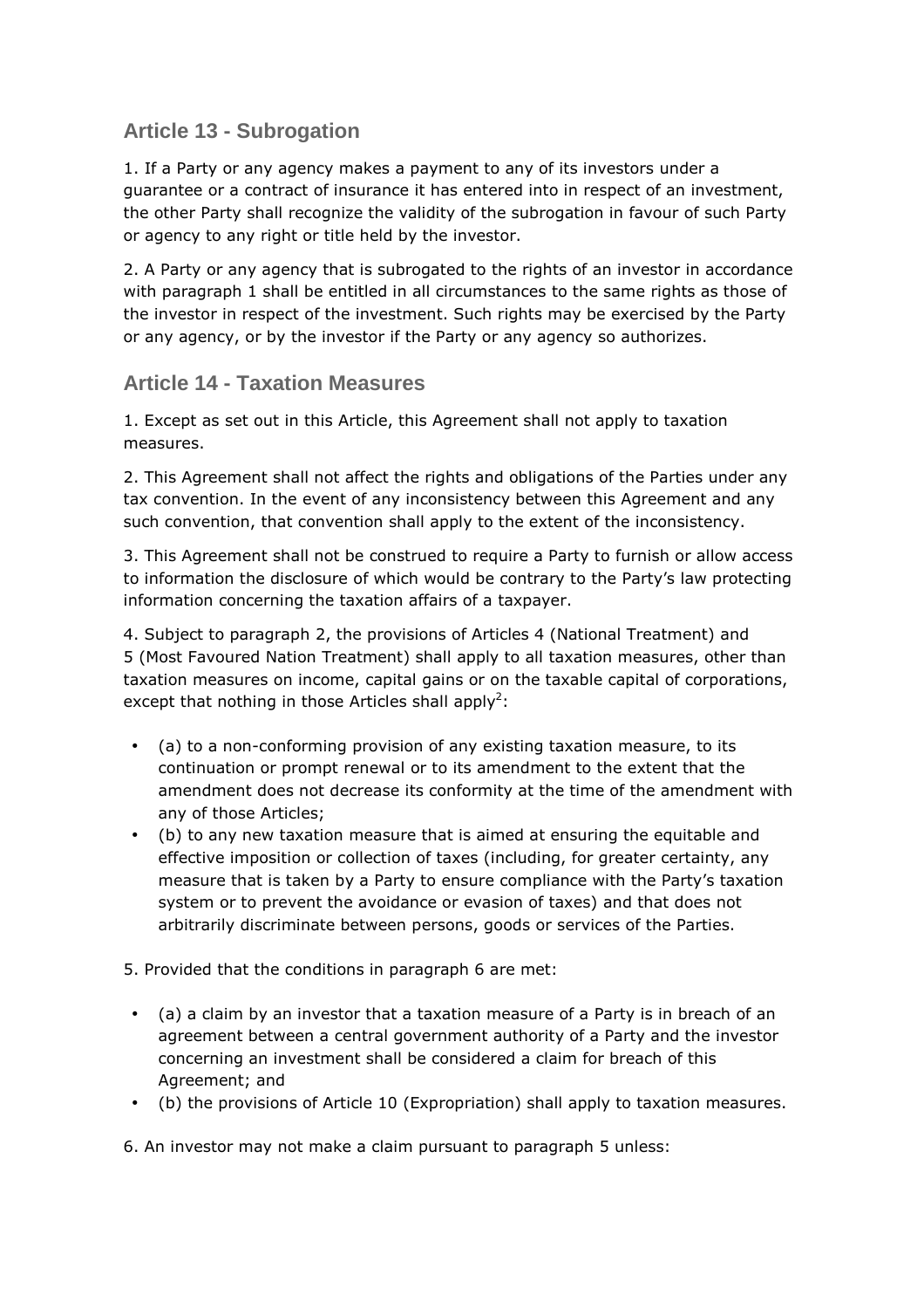## Article 13 - Subrogation

1. If a Party or any agency makes a payment to any of its investors under a guarantee or a contract of insurance it has entered into in respect of an investment, the other Party shall recognize the validity of the subrogation in favour of such Party or agency to any right or title held by the investor.

2. A Party or any agency that is subrogated to the rights of an investor in accordance with paragraph 1 shall be entitled in all circumstances to the same rights as those of the investor in respect of the investment. Such rights may be exercised by the Party or any agency, or by the investor if the Party or any agency so authorizes.

## Article 14 - Taxation Measures

1. Except as set out in this Article, this Agreement shall not apply to taxation measures.

2. This Agreement shall not affect the rights and obligations of the Parties under any tax convention. In the event of any inconsistency between this Agreement and any such convention, that convention shall apply to the extent of the inconsistency.

3. This Agreement shall not be construed to require a Party to furnish or allow access to information the disclosure of which would be contrary to the Party's law protecting information concerning the taxation affairs of a taxpayer.

4. Subject to paragraph 2, the provisions of Articles 4 (National Treatment) and 5 (Most Favoured Nation Treatment) shall apply to all taxation measures, other than taxation measures on income, capital gains or on the taxable capital of corporations, except that nothing in those Articles shall apply[2]:

- (a) to a non-conforming provision of any existing taxation measure, to its continuation or prompt renewal or to its amendment to the extent that the amendment does not decrease its conformity at the time of the amendment with any of those Articles;
- (b) to any new taxation measure that is aimed at ensuring the equitable and effective imposition or collection of taxes (including, for greater certainty, any measure that is taken by a Party to ensure compliance with the Party's taxation system or to prevent the avoidance or evasion of taxes) and that does not arbitrarily discriminate between persons, goods or services of the Parties.

5. Provided that the conditions in paragraph 6 are met:

- (a) a claim by an investor that a taxation measure of a Party is in breach of an agreement between a central government authority of a Party and the investor concerning an investment shall be considered a claim for breach of this Agreement; and
- (b) the provisions of Article 10 (Expropriation) shall apply to taxation measures.

6. An investor may not make a claim pursuant to paragraph 5 unless: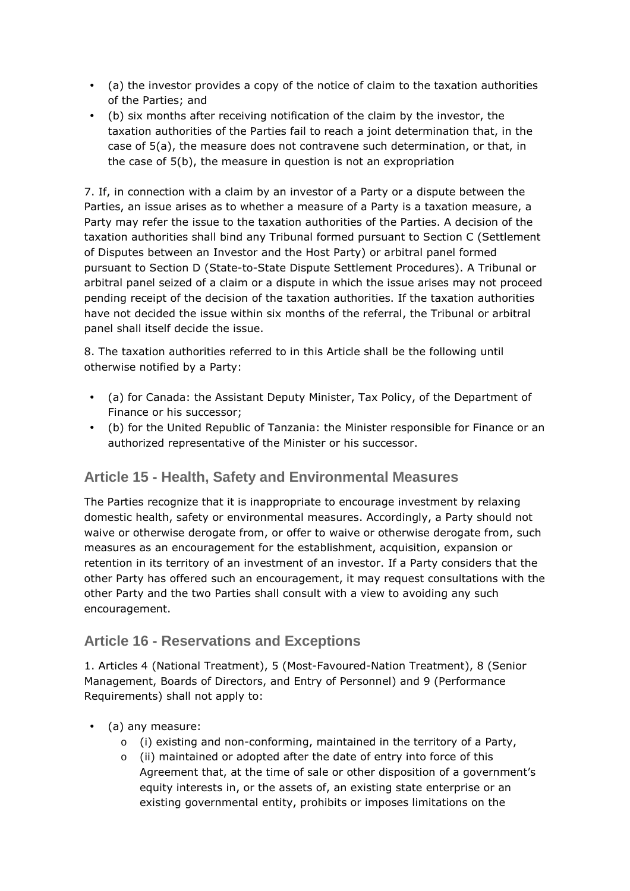- (a) the investor provides a copy of the notice of claim to the taxation authorities of the Parties; and
- (b) six months after receiving notification of the claim by the investor, the taxation authorities of the Parties fail to reach a joint determination that, in the case of 5(a), the measure does not contravene such determination, or that, in the case of 5(b), the measure in question is not an expropriation

7. If, in connection with a claim by an investor of a Party or a dispute between the Parties, an issue arises as to whether a measure of a Party is a taxation measure, a Party may refer the issue to the taxation authorities of the Parties. A decision of the taxation authorities shall bind any Tribunal formed pursuant to Section C (Settlement of Disputes between an Investor and the Host Party) or arbitral panel formed pursuant to Section D (State-to-State Dispute Settlement Procedures). A Tribunal or arbitral panel seized of a claim or a dispute in which the issue arises may not proceed pending receipt of the decision of the taxation authorities. If the taxation authorities have not decided the issue within six months of the referral, the Tribunal or arbitral panel shall itself decide the issue.

8. The taxation authorities referred to in this Article shall be the following until otherwise notified by a Party:

- (a) for Canada: the Assistant Deputy Minister, Tax Policy, of the Department of Finance or his successor;
- (b) for the United Republic of Tanzania: the Minister responsible for Finance or an authorized representative of the Minister or his successor.

## Article 15 - Health, Safety and Environmental Measures

The Parties recognize that it is inappropriate to encourage investment by relaxing domestic health, safety or environmental measures. Accordingly, a Party should not waive or otherwise derogate from, or offer to waive or otherwise derogate from, such measures as an encouragement for the establishment, acquisition, expansion or retention in its territory of an investment of an investor. If a Party considers that the other Party has offered such an encouragement, it may request consultations with the other Party and the two Parties shall consult with a view to avoiding any such encouragement.

## Article 16 - Reservations and Exceptions

1. Articles 4 (National Treatment), 5 (Most-Favoured-Nation Treatment), 8 (Senior Management, Boards of Directors, and Entry of Personnel) and 9 (Performance Requirements) shall not apply to:

- (a) any measure:
  - (i) existing and non-conforming, maintained in the territory of a Party,
  - (ii) maintained or adopted after the date of entry into force of this Agreement that, at the time of sale or other disposition of a government's equity interests in, or the assets of, an existing state enterprise or an existing governmental entity, prohibits or imposes limitations on the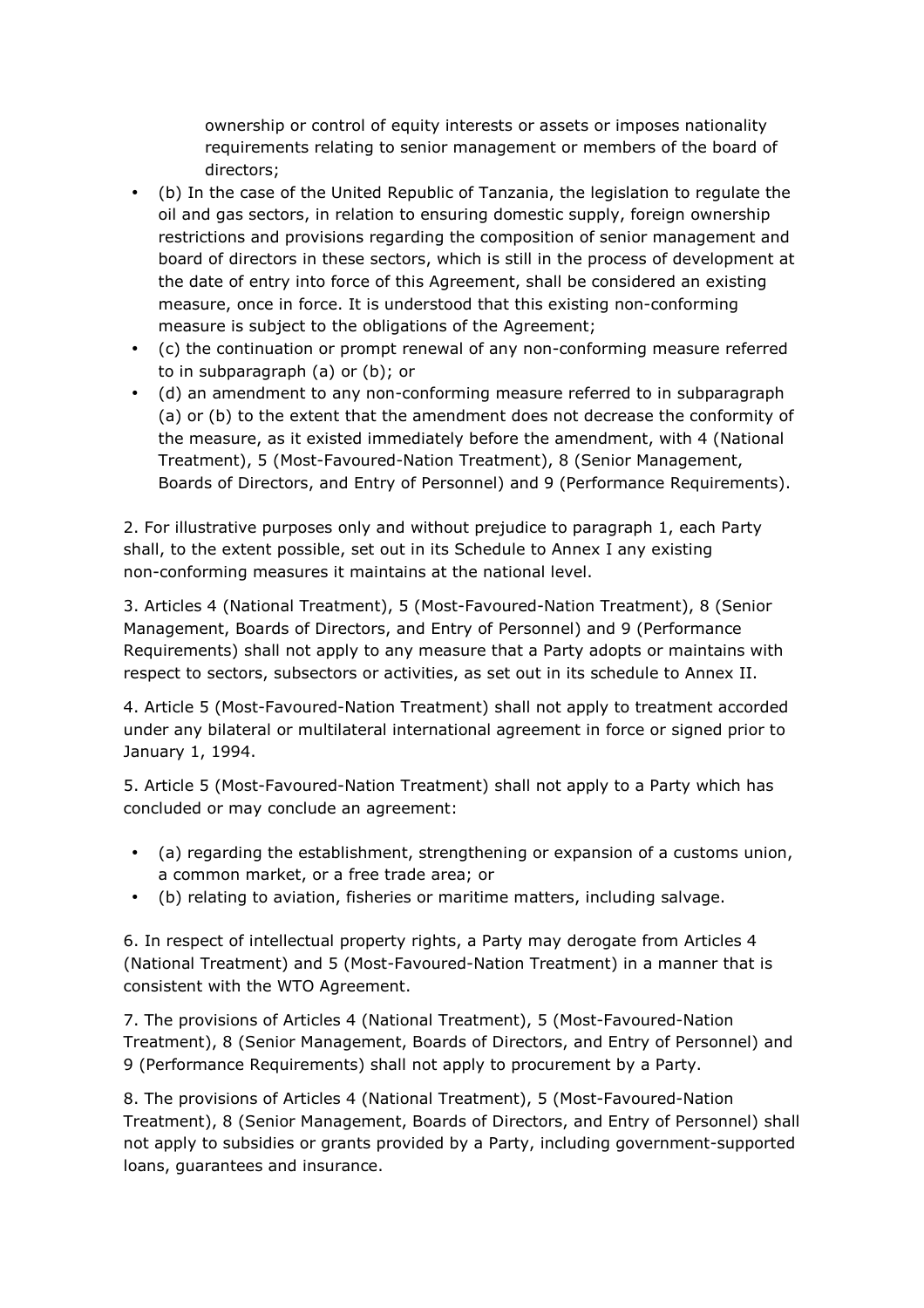ownership or control of equity interests or assets or imposes nationality requirements relating to senior management or members of the board of directors;

- (b) In the case of the United Republic of Tanzania, the legislation to regulate the oil and gas sectors, in relation to ensuring domestic supply, foreign ownership restrictions and provisions regarding the composition of senior management and board of directors in these sectors, which is still in the process of development at the date of entry into force of this Agreement, shall be considered an existing measure, once in force. It is understood that this existing non-conforming measure is subject to the obligations of the Agreement;
- (c) the continuation or prompt renewal of any non-conforming measure referred to in subparagraph (a) or (b); or
- (d) an amendment to any non-conforming measure referred to in subparagraph (a) or (b) to the extent that the amendment does not decrease the conformity of the measure, as it existed immediately before the amendment, with 4 (National Treatment), 5 (Most-Favoured-Nation Treatment), 8 (Senior Management, Boards of Directors, and Entry of Personnel) and 9 (Performance Requirements).

2. For illustrative purposes only and without prejudice to paragraph 1, each Party shall, to the extent possible, set out in its Schedule to Annex I any existing non-conforming measures it maintains at the national level.

3. Articles 4 (National Treatment), 5 (Most-Favoured-Nation Treatment), 8 (Senior Management, Boards of Directors, and Entry of Personnel) and 9 (Performance Requirements) shall not apply to any measure that a Party adopts or maintains with respect to sectors, subsectors or activities, as set out in its schedule to Annex II.

4. Article 5 (Most-Favoured-Nation Treatment) shall not apply to treatment accorded under any bilateral or multilateral international agreement in force or signed prior to January 1, 1994.

5. Article 5 (Most-Favoured-Nation Treatment) shall not apply to a Party which has concluded or may conclude an agreement:

- (a) regarding the establishment, strengthening or expansion of a customs union, a common market, or a free trade area; or
- (b) relating to aviation, fisheries or maritime matters, including salvage.

6. In respect of intellectual property rights, a Party may derogate from Articles 4 (National Treatment) and 5 (Most-Favoured-Nation Treatment) in a manner that is consistent with the WTO Agreement.

7. The provisions of Articles 4 (National Treatment), 5 (Most-Favoured-Nation Treatment), 8 (Senior Management, Boards of Directors, and Entry of Personnel) and 9 (Performance Requirements) shall not apply to procurement by a Party.

8. The provisions of Articles 4 (National Treatment), 5 (Most-Favoured-Nation Treatment), 8 (Senior Management, Boards of Directors, and Entry of Personnel) shall not apply to subsidies or grants provided by a Party, including government-supported loans, guarantees and insurance.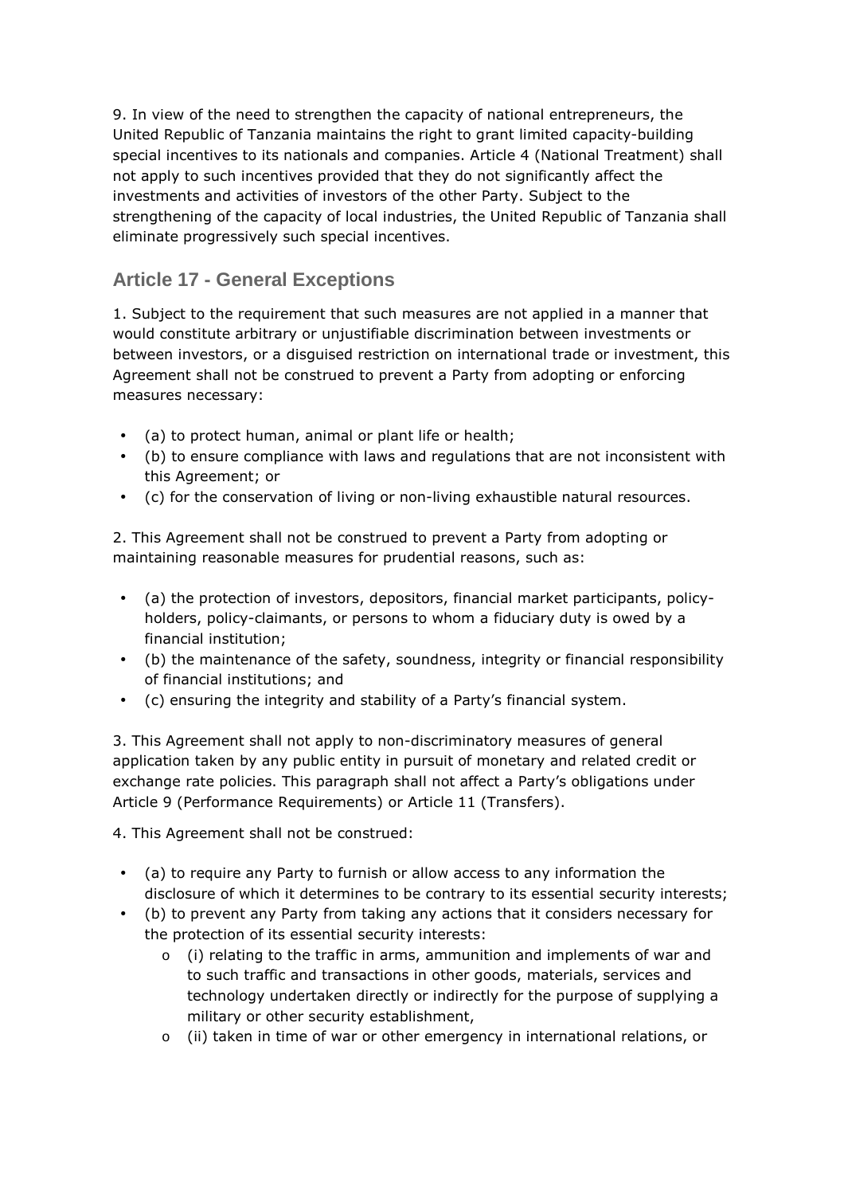9. In view of the need to strengthen the capacity of national entrepreneurs, the United Republic of Tanzania maintains the right to grant limited capacity-building special incentives to its nationals and companies. Article 4 (National Treatment) shall not apply to such incentives provided that they do not significantly affect the investments and activities of investors of the other Party. Subject to the strengthening of the capacity of local industries, the United Republic of Tanzania shall eliminate progressively such special incentives.

## Article 17 - General Exceptions

1. Subject to the requirement that such measures are not applied in a manner that would constitute arbitrary or unjustifiable discrimination between investments or between investors, or a disguised restriction on international trade or investment, this Agreement shall not be construed to prevent a Party from adopting or enforcing measures necessary:

- (a) to protect human, animal or plant life or health;
- (b) to ensure compliance with laws and regulations that are not inconsistent with this Agreement; or
- (c) for the conservation of living or non-living exhaustible natural resources.

2. This Agreement shall not be construed to prevent a Party from adopting or maintaining reasonable measures for prudential reasons, such as:

- (a) the protection of investors, depositors, financial market participants, policy-holders, policy-claimants, or persons to whom a fiduciary duty is owed by a financial institution;
- (b) the maintenance of the safety, soundness, integrity or financial responsibility of financial institutions; and
- (c) ensuring the integrity and stability of a Party's financial system.

3. This Agreement shall not apply to non-discriminatory measures of general application taken by any public entity in pursuit of monetary and related credit or exchange rate policies. This paragraph shall not affect a Party's obligations under Article 9 (Performance Requirements) or Article 11 (Transfers).

4. This Agreement shall not be construed:

- (a) to require any Party to furnish or allow access to any information the disclosure of which it determines to be contrary to its essential security interests;
- (b) to prevent any Party from taking any actions that it considers necessary for the protection of its essential security interests:
  - (i) relating to the traffic in arms, ammunition and implements of war and to such traffic and transactions in other goods, materials, services and technology undertaken directly or indirectly for the purpose of supplying a military or other security establishment,
  - (ii) taken in time of war or other emergency in international relations, or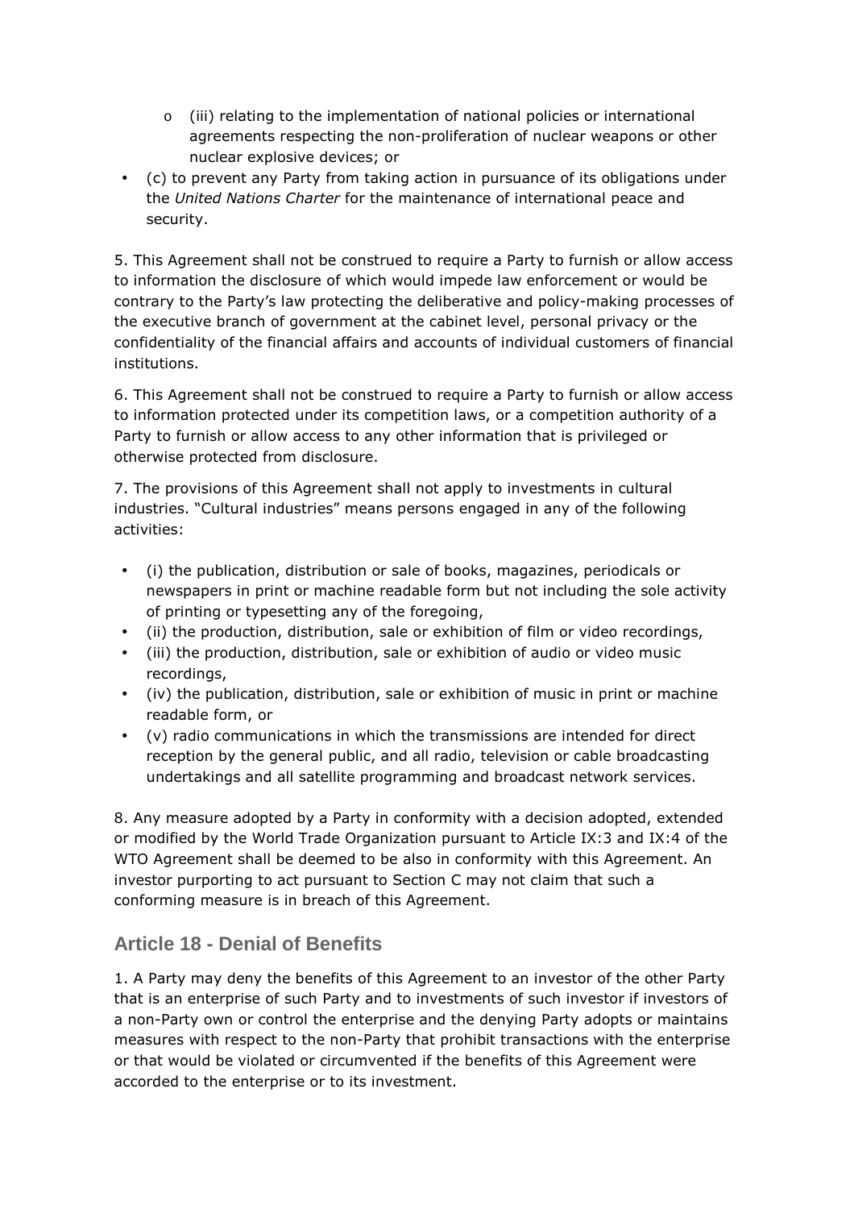- (iii) relating to the implementation of national policies or international agreements respecting the non-proliferation of nuclear weapons or other nuclear explosive devices; or
- (c) to prevent any Party from taking action in pursuance of its obligations under the *United Nations Charter* for the maintenance of international peace and security.

5. This Agreement shall not be construed to require a Party to furnish or allow access to information the disclosure of which would impede law enforcement or would be contrary to the Party's law protecting the deliberative and policy-making processes of the executive branch of government at the cabinet level, personal privacy or the confidentiality of the financial affairs and accounts of individual customers of financial institutions.

6. This Agreement shall not be construed to require a Party to furnish or allow access to information protected under its competition laws, or a competition authority of a Party to furnish or allow access to any other information that is privileged or otherwise protected from disclosure.

7. The provisions of this Agreement shall not apply to investments in cultural industries. "Cultural industries" means persons engaged in any of the following activities:

- (i) the publication, distribution or sale of books, magazines, periodicals or newspapers in print or machine readable form but not including the sole activity of printing or typesetting any of the foregoing,
- (ii) the production, distribution, sale or exhibition of film or video recordings,
- (iii) the production, distribution, sale or exhibition of audio or video music recordings,
- (iv) the publication, distribution, sale or exhibition of music in print or machine readable form, or
- (v) radio communications in which the transmissions are intended for direct reception by the general public, and all radio, television or cable broadcasting undertakings and all satellite programming and broadcast network services.

8. Any measure adopted by a Party in conformity with a decision adopted, extended or modified by the World Trade Organization pursuant to Article IX:3 and IX:4 of the WTO Agreement shall be deemed to be also in conformity with this Agreement. An investor purporting to act pursuant to Section C may not claim that such a conforming measure is in breach of this Agreement.

### Article 18 - Denial of Benefits

1. A Party may deny the benefits of this Agreement to an investor of the other Party that is an enterprise of such Party and to investments of such investor if investors of a non-Party own or control the enterprise and the denying Party adopts or maintains measures with respect to the non-Party that prohibit transactions with the enterprise or that would be violated or circumvented if the benefits of this Agreement were accorded to the enterprise or to its investment.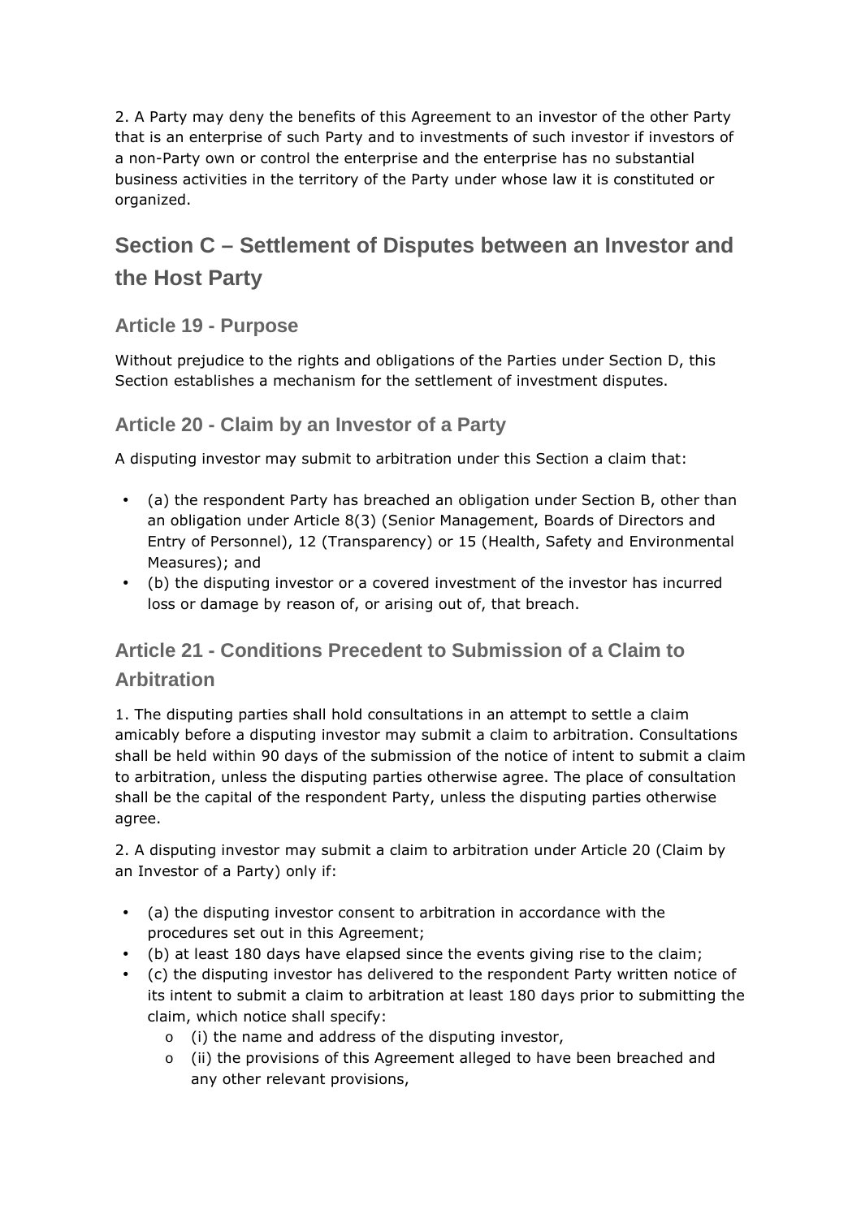2. A Party may deny the benefits of this Agreement to an investor of the other Party that is an enterprise of such Party and to investments of such investor if investors of a non-Party own or control the enterprise and the enterprise has no substantial business activities in the territory of the Party under whose law it is constituted or organized.

## Section C – Settlement of Disputes between an Investor and the Host Party

### Article 19 - Purpose

Without prejudice to the rights and obligations of the Parties under Section D, this Section establishes a mechanism for the settlement of investment disputes.

### Article 20 - Claim by an Investor of a Party

A disputing investor may submit to arbitration under this Section a claim that:

- (a) the respondent Party has breached an obligation under Section B, other than an obligation under Article 8(3) (Senior Management, Boards of Directors and Entry of Personnel), 12 (Transparency) or 15 (Health, Safety and Environmental Measures); and
- (b) the disputing investor or a covered investment of the investor has incurred loss or damage by reason of, or arising out of, that breach.

### Article 21 - Conditions Precedent to Submission of a Claim to Arbitration

1. The disputing parties shall hold consultations in an attempt to settle a claim amicably before a disputing investor may submit a claim to arbitration. Consultations shall be held within 90 days of the submission of the notice of intent to submit a claim to arbitration, unless the disputing parties otherwise agree. The place of consultation shall be the capital of the respondent Party, unless the disputing parties otherwise agree.

2. A disputing investor may submit a claim to arbitration under Article 20 (Claim by an Investor of a Party) only if:

- (a) the disputing investor consent to arbitration in accordance with the procedures set out in this Agreement;
- (b) at least 180 days have elapsed since the events giving rise to the claim;
- (c) the disputing investor has delivered to the respondent Party written notice of its intent to submit a claim to arbitration at least 180 days prior to submitting the claim, which notice shall specify:
  - (i) the name and address of the disputing investor,
  - (ii) the provisions of this Agreement alleged to have been breached and any other relevant provisions,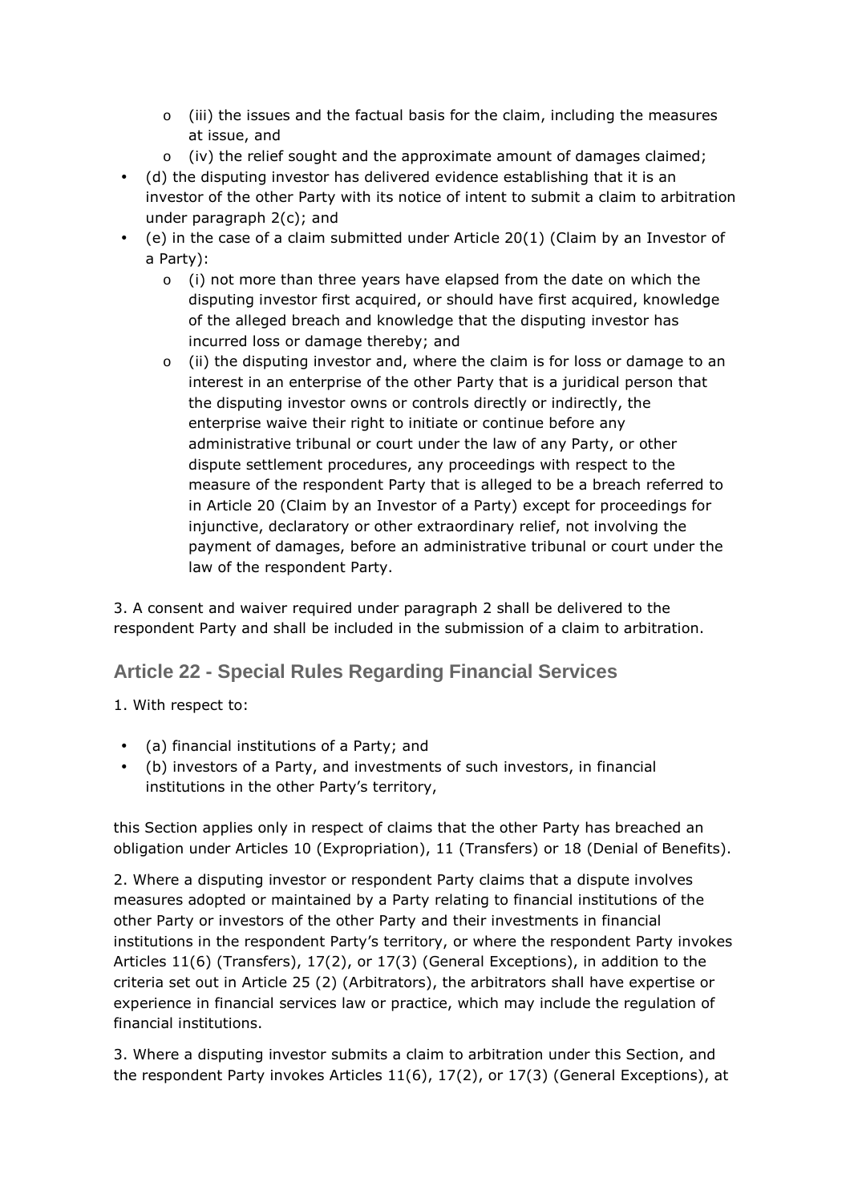- (iii) the issues and the factual basis for the claim, including the measures at issue, and
    - (iv) the relief sought and the approximate amount of damages claimed;
- (d) the disputing investor has delivered evidence establishing that it is an investor of the other Party with its notice of intent to submit a claim to arbitration under paragraph 2(c); and
- (e) in the case of a claim submitted under Article 20(1) (Claim by an Investor of a Party):
    - (i) not more than three years have elapsed from the date on which the disputing investor first acquired, or should have first acquired, knowledge of the alleged breach and knowledge that the disputing investor has incurred loss or damage thereby; and
    - (ii) the disputing investor and, where the claim is for loss or damage to an interest in an enterprise of the other Party that is a juridical person that the disputing investor owns or controls directly or indirectly, the enterprise waive their right to initiate or continue before any administrative tribunal or court under the law of any Party, or other dispute settlement procedures, any proceedings with respect to the measure of the respondent Party that is alleged to be a breach referred to in Article 20 (Claim by an Investor of a Party) except for proceedings for injunctive, declaratory or other extraordinary relief, not involving the payment of damages, before an administrative tribunal or court under the law of the respondent Party.

3. A consent and waiver required under paragraph 2 shall be delivered to the respondent Party and shall be included in the submission of a claim to arbitration.

## Article 22 - Special Rules Regarding Financial Services

1. With respect to:

- (a) financial institutions of a Party; and
- (b) investors of a Party, and investments of such investors, in financial institutions in the other Party's territory,

this Section applies only in respect of claims that the other Party has breached an obligation under Articles 10 (Expropriation), 11 (Transfers) or 18 (Denial of Benefits).

2. Where a disputing investor or respondent Party claims that a dispute involves measures adopted or maintained by a Party relating to financial institutions of the other Party or investors of the other Party and their investments in financial institutions in the respondent Party's territory, or where the respondent Party invokes Articles 11(6) (Transfers), 17(2), or 17(3) (General Exceptions), in addition to the criteria set out in Article 25 (2) (Arbitrators), the arbitrators shall have expertise or experience in financial services law or practice, which may include the regulation of financial institutions.

3. Where a disputing investor submits a claim to arbitration under this Section, and the respondent Party invokes Articles 11(6), 17(2), or 17(3) (General Exceptions), at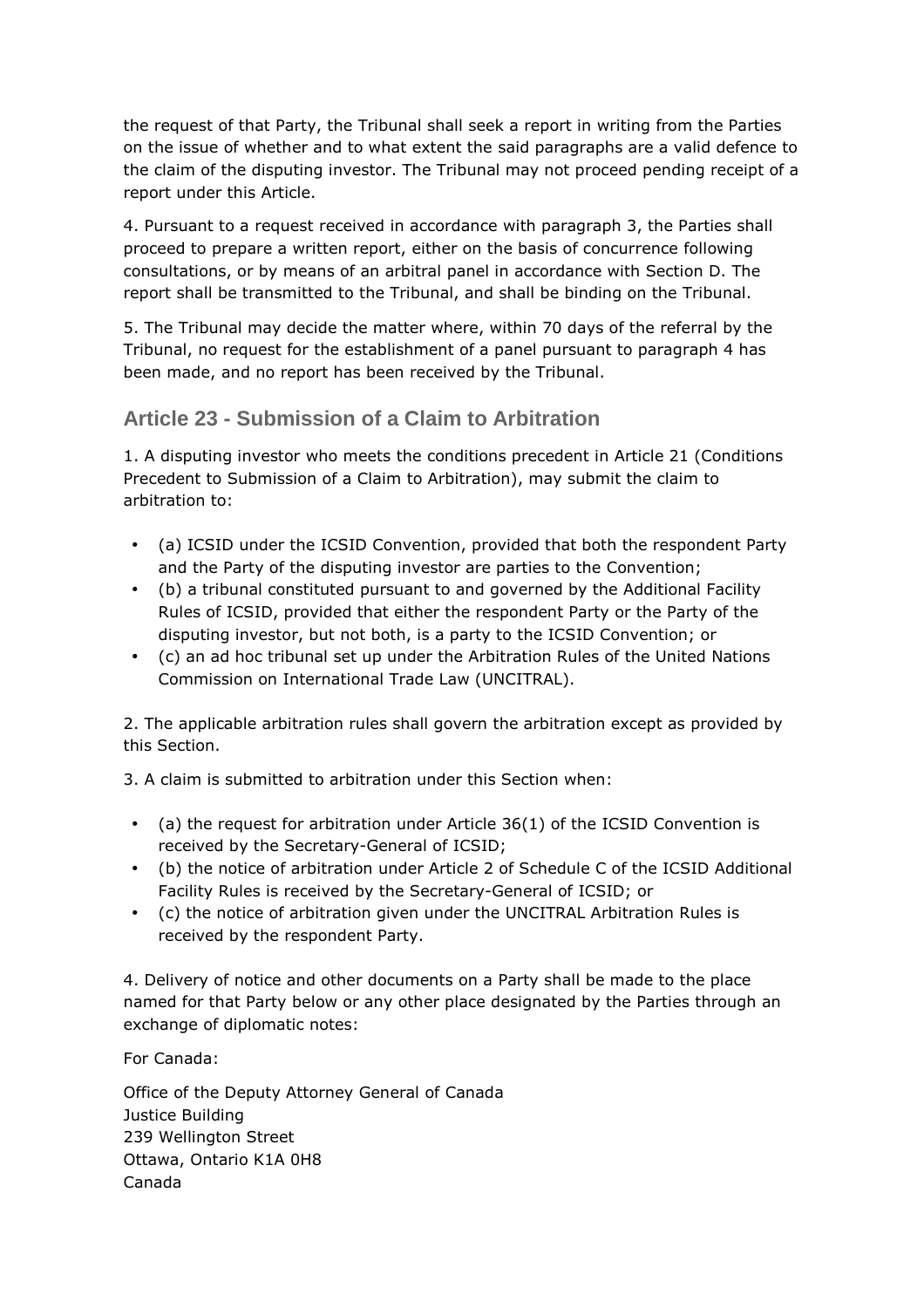the request of that Party, the Tribunal shall seek a report in writing from the Parties on the issue of whether and to what extent the said paragraphs are a valid defence to the claim of the disputing investor. The Tribunal may not proceed pending receipt of a report under this Article.

4. Pursuant to a request received in accordance with paragraph 3, the Parties shall proceed to prepare a written report, either on the basis of concurrence following consultations, or by means of an arbitral panel in accordance with Section D. The report shall be transmitted to the Tribunal, and shall be binding on the Tribunal.

5. The Tribunal may decide the matter where, within 70 days of the referral by the Tribunal, no request for the establishment of a panel pursuant to paragraph 4 has been made, and no report has been received by the Tribunal.

## Article 23 - Submission of a Claim to Arbitration

1. A disputing investor who meets the conditions precedent in Article 21 (Conditions Precedent to Submission of a Claim to Arbitration), may submit the claim to arbitration to:

- (a) ICSID under the ICSID Convention, provided that both the respondent Party and the Party of the disputing investor are parties to the Convention;
- (b) a tribunal constituted pursuant to and governed by the Additional Facility Rules of ICSID, provided that either the respondent Party or the Party of the disputing investor, but not both, is a party to the ICSID Convention; or
- (c) an ad hoc tribunal set up under the Arbitration Rules of the United Nations Commission on International Trade Law (UNCITRAL).

2. The applicable arbitration rules shall govern the arbitration except as provided by this Section.

3. A claim is submitted to arbitration under this Section when:

- (a) the request for arbitration under Article 36(1) of the ICSID Convention is received by the Secretary-General of ICSID;
- (b) the notice of arbitration under Article 2 of Schedule C of the ICSID Additional Facility Rules is received by the Secretary-General of ICSID; or
- (c) the notice of arbitration given under the UNCITRAL Arbitration Rules is received by the respondent Party.

4. Delivery of notice and other documents on a Party shall be made to the place named for that Party below or any other place designated by the Parties through an exchange of diplomatic notes:

For Canada:

Office of the Deputy Attorney General of Canada
Justice Building
239 Wellington Street
Ottawa, Ontario K1A 0H8
Canada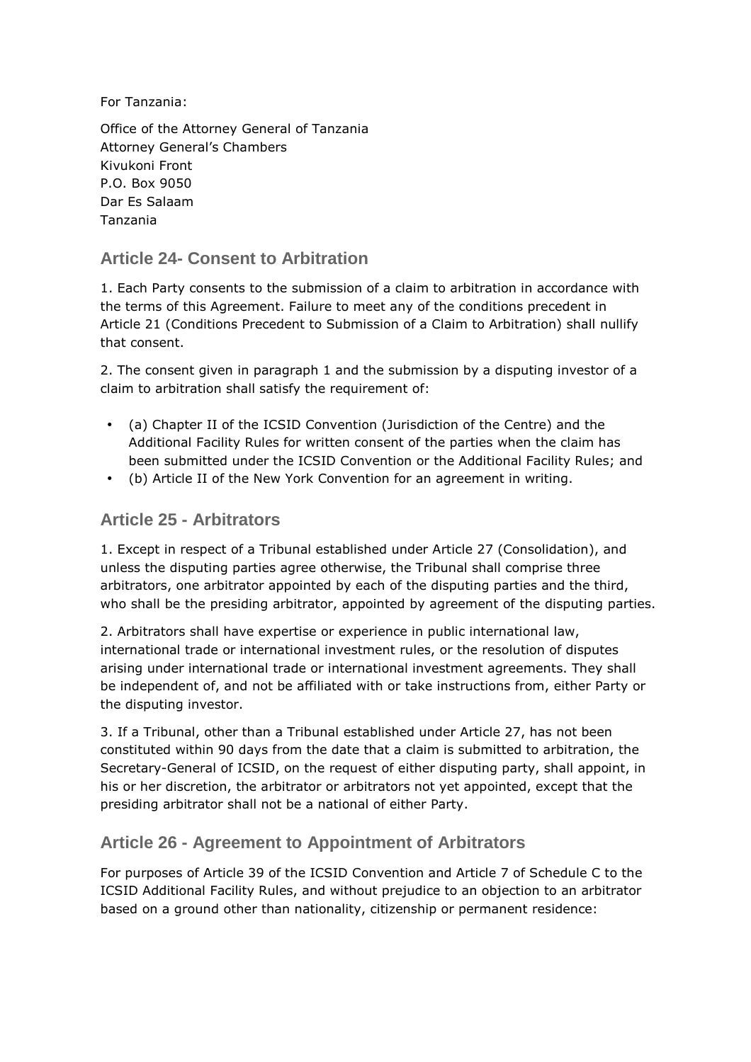For Tanzania:

Office of the Attorney General of Tanzania
Attorney General's Chambers
Kivukoni Front
P.O. Box 9050
Dar Es Salaam
Tanzania

## Article 24- Consent to Arbitration

1. Each Party consents to the submission of a claim to arbitration in accordance with the terms of this Agreement. Failure to meet any of the conditions precedent in Article 21 (Conditions Precedent to Submission of a Claim to Arbitration) shall nullify that consent.

2. The consent given in paragraph 1 and the submission by a disputing investor of a claim to arbitration shall satisfy the requirement of:

- (a) Chapter II of the ICSID Convention (Jurisdiction of the Centre) and the Additional Facility Rules for written consent of the parties when the claim has been submitted under the ICSID Convention or the Additional Facility Rules; and
- (b) Article II of the New York Convention for an agreement in writing.

## Article 25 - Arbitrators

1. Except in respect of a Tribunal established under Article 27 (Consolidation), and unless the disputing parties agree otherwise, the Tribunal shall comprise three arbitrators, one arbitrator appointed by each of the disputing parties and the third, who shall be the presiding arbitrator, appointed by agreement of the disputing parties.

2. Arbitrators shall have expertise or experience in public international law, international trade or international investment rules, or the resolution of disputes arising under international trade or international investment agreements. They shall be independent of, and not be affiliated with or take instructions from, either Party or the disputing investor.

3. If a Tribunal, other than a Tribunal established under Article 27, has not been constituted within 90 days from the date that a claim is submitted to arbitration, the Secretary-General of ICSID, on the request of either disputing party, shall appoint, in his or her discretion, the arbitrator or arbitrators not yet appointed, except that the presiding arbitrator shall not be a national of either Party.

## Article 26 - Agreement to Appointment of Arbitrators

For purposes of Article 39 of the ICSID Convention and Article 7 of Schedule C to the ICSID Additional Facility Rules, and without prejudice to an objection to an arbitrator based on a ground other than nationality, citizenship or permanent residence: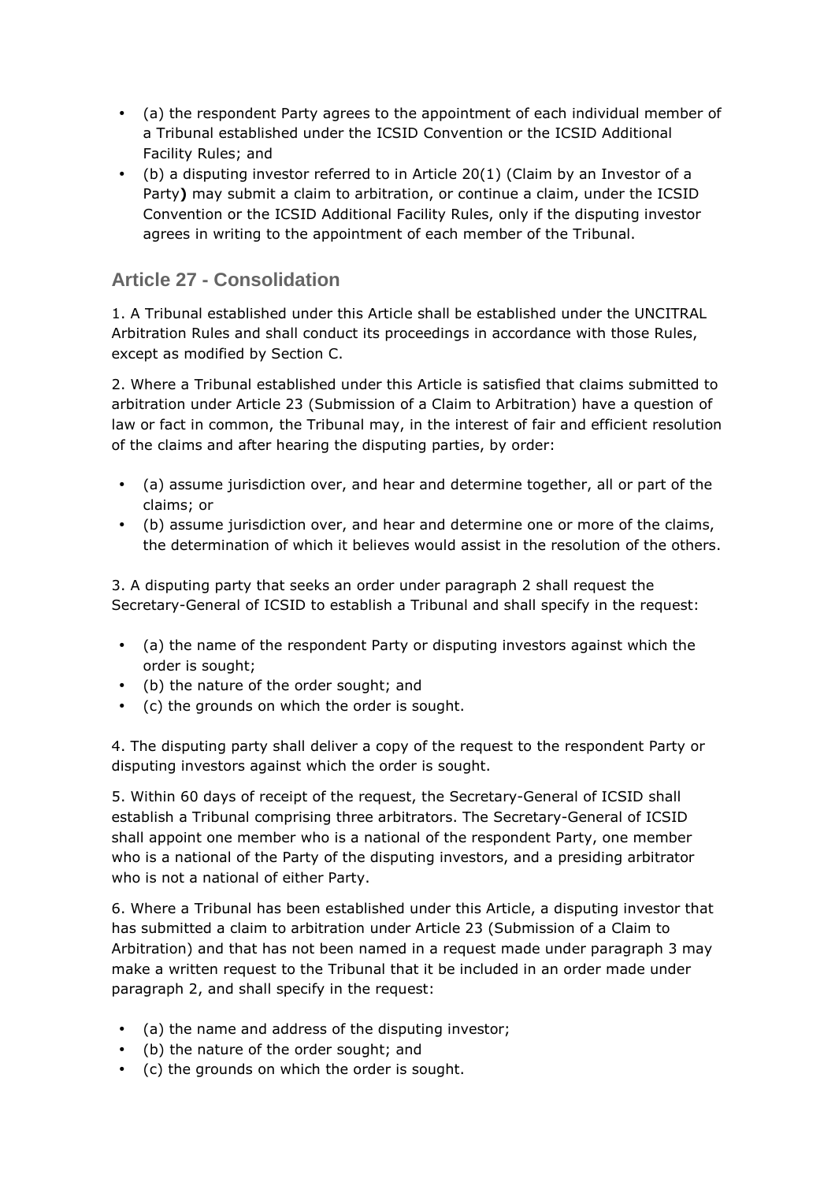- (a) the respondent Party agrees to the appointment of each individual member of a Tribunal established under the ICSID Convention or the ICSID Additional Facility Rules; and
- (b) a disputing investor referred to in Article 20(1) (Claim by an Investor of a Party**)** may submit a claim to arbitration, or continue a claim, under the ICSID Convention or the ICSID Additional Facility Rules, only if the disputing investor agrees in writing to the appointment of each member of the Tribunal.

## Article 27 - Consolidation

1. A Tribunal established under this Article shall be established under the UNCITRAL Arbitration Rules and shall conduct its proceedings in accordance with those Rules, except as modified by Section C.

2. Where a Tribunal established under this Article is satisfied that claims submitted to arbitration under Article 23 (Submission of a Claim to Arbitration) have a question of law or fact in common, the Tribunal may, in the interest of fair and efficient resolution of the claims and after hearing the disputing parties, by order:

- (a) assume jurisdiction over, and hear and determine together, all or part of the claims; or
- (b) assume jurisdiction over, and hear and determine one or more of the claims, the determination of which it believes would assist in the resolution of the others.

3. A disputing party that seeks an order under paragraph 2 shall request the Secretary-General of ICSID to establish a Tribunal and shall specify in the request:

- (a) the name of the respondent Party or disputing investors against which the order is sought;
- (b) the nature of the order sought; and
- (c) the grounds on which the order is sought.

4. The disputing party shall deliver a copy of the request to the respondent Party or disputing investors against which the order is sought.

5. Within 60 days of receipt of the request, the Secretary-General of ICSID shall establish a Tribunal comprising three arbitrators. The Secretary-General of ICSID shall appoint one member who is a national of the respondent Party, one member who is a national of the Party of the disputing investors, and a presiding arbitrator who is not a national of either Party.

6. Where a Tribunal has been established under this Article, a disputing investor that has submitted a claim to arbitration under Article 23 (Submission of a Claim to Arbitration) and that has not been named in a request made under paragraph 3 may make a written request to the Tribunal that it be included in an order made under paragraph 2, and shall specify in the request:

- (a) the name and address of the disputing investor;
- (b) the nature of the order sought; and
- (c) the grounds on which the order is sought.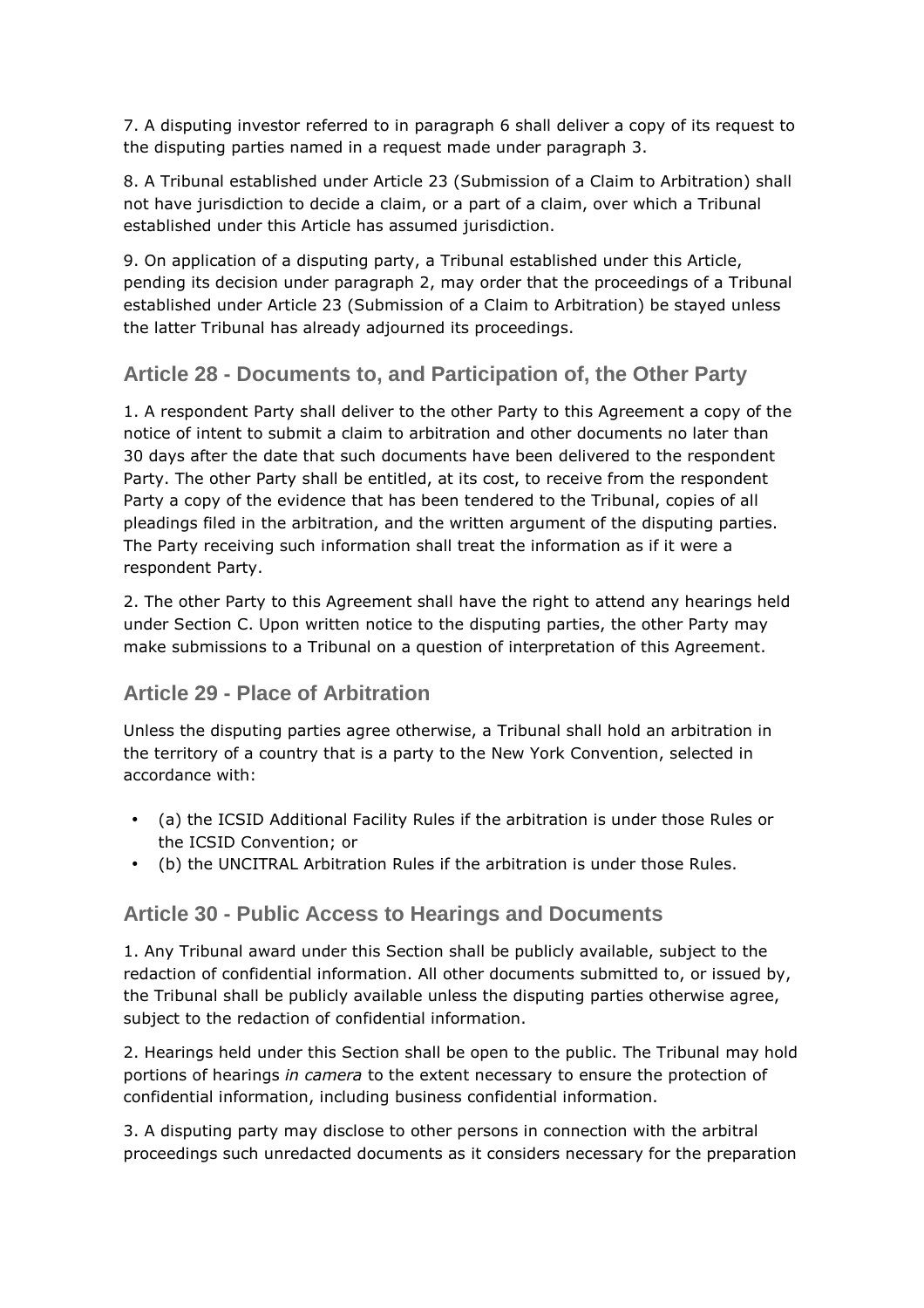7. A disputing investor referred to in paragraph 6 shall deliver a copy of its request to the disputing parties named in a request made under paragraph 3.

8. A Tribunal established under Article 23 (Submission of a Claim to Arbitration) shall not have jurisdiction to decide a claim, or a part of a claim, over which a Tribunal established under this Article has assumed jurisdiction.

9. On application of a disputing party, a Tribunal established under this Article, pending its decision under paragraph 2, may order that the proceedings of a Tribunal established under Article 23 (Submission of a Claim to Arbitration) be stayed unless the latter Tribunal has already adjourned its proceedings.

## Article 28 - Documents to, and Participation of, the Other Party

1. A respondent Party shall deliver to the other Party to this Agreement a copy of the notice of intent to submit a claim to arbitration and other documents no later than 30 days after the date that such documents have been delivered to the respondent Party. The other Party shall be entitled, at its cost, to receive from the respondent Party a copy of the evidence that has been tendered to the Tribunal, copies of all pleadings filed in the arbitration, and the written argument of the disputing parties. The Party receiving such information shall treat the information as if it were a respondent Party.

2. The other Party to this Agreement shall have the right to attend any hearings held under Section C. Upon written notice to the disputing parties, the other Party may make submissions to a Tribunal on a question of interpretation of this Agreement.

## Article 29 - Place of Arbitration

Unless the disputing parties agree otherwise, a Tribunal shall hold an arbitration in the territory of a country that is a party to the New York Convention, selected in accordance with:

- (a) the ICSID Additional Facility Rules if the arbitration is under those Rules or the ICSID Convention; or
- (b) the UNCITRAL Arbitration Rules if the arbitration is under those Rules.

## Article 30 - Public Access to Hearings and Documents

1. Any Tribunal award under this Section shall be publicly available, subject to the redaction of confidential information. All other documents submitted to, or issued by, the Tribunal shall be publicly available unless the disputing parties otherwise agree, subject to the redaction of confidential information.

2. Hearings held under this Section shall be open to the public. The Tribunal may hold portions of hearings *in camera* to the extent necessary to ensure the protection of confidential information, including business confidential information.

3. A disputing party may disclose to other persons in connection with the arbitral proceedings such unredacted documents as it considers necessary for the preparation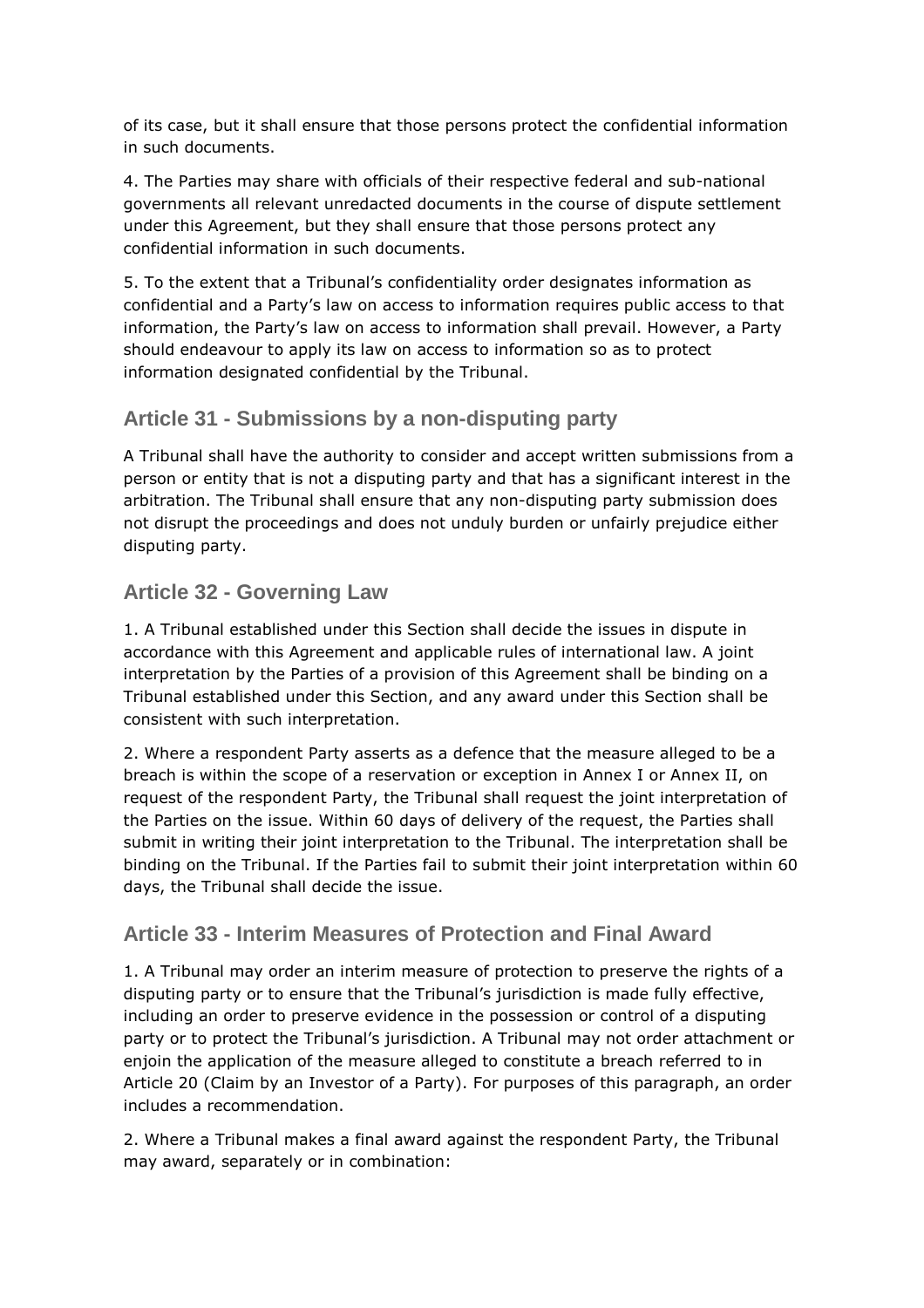of its case, but it shall ensure that those persons protect the confidential information in such documents.

4. The Parties may share with officials of their respective federal and sub-national governments all relevant unredacted documents in the course of dispute settlement under this Agreement, but they shall ensure that those persons protect any confidential information in such documents.

5. To the extent that a Tribunal's confidentiality order designates information as confidential and a Party's law on access to information requires public access to that information, the Party's law on access to information shall prevail. However, a Party should endeavour to apply its law on access to information so as to protect information designated confidential by the Tribunal.

## Article 31 - Submissions by a non-disputing party

A Tribunal shall have the authority to consider and accept written submissions from a person or entity that is not a disputing party and that has a significant interest in the arbitration. The Tribunal shall ensure that any non-disputing party submission does not disrupt the proceedings and does not unduly burden or unfairly prejudice either disputing party.

## Article 32 - Governing Law

1. A Tribunal established under this Section shall decide the issues in dispute in accordance with this Agreement and applicable rules of international law. A joint interpretation by the Parties of a provision of this Agreement shall be binding on a Tribunal established under this Section, and any award under this Section shall be consistent with such interpretation.

2. Where a respondent Party asserts as a defence that the measure alleged to be a breach is within the scope of a reservation or exception in Annex I or Annex II, on request of the respondent Party, the Tribunal shall request the joint interpretation of the Parties on the issue. Within 60 days of delivery of the request, the Parties shall submit in writing their joint interpretation to the Tribunal. The interpretation shall be binding on the Tribunal. If the Parties fail to submit their joint interpretation within 60 days, the Tribunal shall decide the issue.

## Article 33 - Interim Measures of Protection and Final Award

1. A Tribunal may order an interim measure of protection to preserve the rights of a disputing party or to ensure that the Tribunal's jurisdiction is made fully effective, including an order to preserve evidence in the possession or control of a disputing party or to protect the Tribunal's jurisdiction. A Tribunal may not order attachment or enjoin the application of the measure alleged to constitute a breach referred to in Article 20 (Claim by an Investor of a Party). For purposes of this paragraph, an order includes a recommendation.

2. Where a Tribunal makes a final award against the respondent Party, the Tribunal may award, separately or in combination: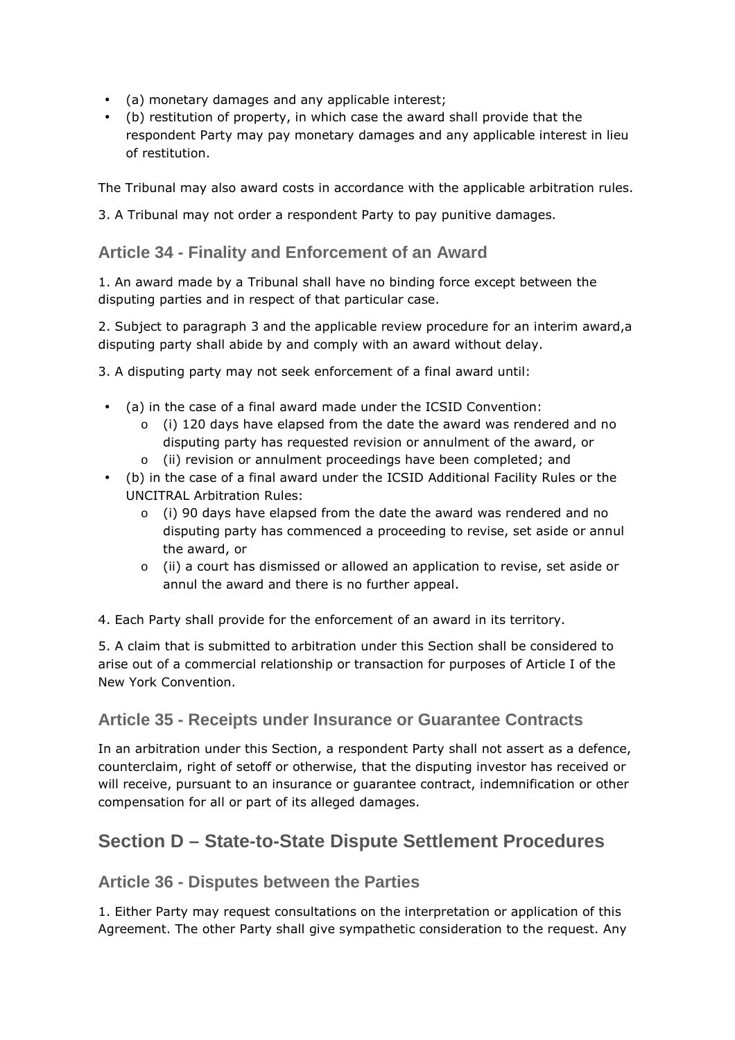- (a) monetary damages and any applicable interest;
- (b) restitution of property, in which case the award shall provide that the respondent Party may pay monetary damages and any applicable interest in lieu of restitution.

The Tribunal may also award costs in accordance with the applicable arbitration rules.

3. A Tribunal may not order a respondent Party to pay punitive damages.

### Article 34 - Finality and Enforcement of an Award

1. An award made by a Tribunal shall have no binding force except between the disputing parties and in respect of that particular case.

2. Subject to paragraph 3 and the applicable review procedure for an interim award,a disputing party shall abide by and comply with an award without delay.

3. A disputing party may not seek enforcement of a final award until:

- (a) in the case of a final award made under the ICSID Convention:
  - (i) 120 days have elapsed from the date the award was rendered and no disputing party has requested revision or annulment of the award, or
  - (ii) revision or annulment proceedings have been completed; and
- (b) in the case of a final award under the ICSID Additional Facility Rules or the UNCITRAL Arbitration Rules:
  - (i) 90 days have elapsed from the date the award was rendered and no disputing party has commenced a proceeding to revise, set aside or annul the award, or
  - (ii) a court has dismissed or allowed an application to revise, set aside or annul the award and there is no further appeal.

4. Each Party shall provide for the enforcement of an award in its territory.

5. A claim that is submitted to arbitration under this Section shall be considered to arise out of a commercial relationship or transaction for purposes of Article I of the New York Convention.

### Article 35 - Receipts under Insurance or Guarantee Contracts

In an arbitration under this Section, a respondent Party shall not assert as a defence, counterclaim, right of setoff or otherwise, that the disputing investor has received or will receive, pursuant to an insurance or guarantee contract, indemnification or other compensation for all or part of its alleged damages.

## Section D – State-to-State Dispute Settlement Procedures

### Article 36 - Disputes between the Parties

1. Either Party may request consultations on the interpretation or application of this Agreement. The other Party shall give sympathetic consideration to the request. Any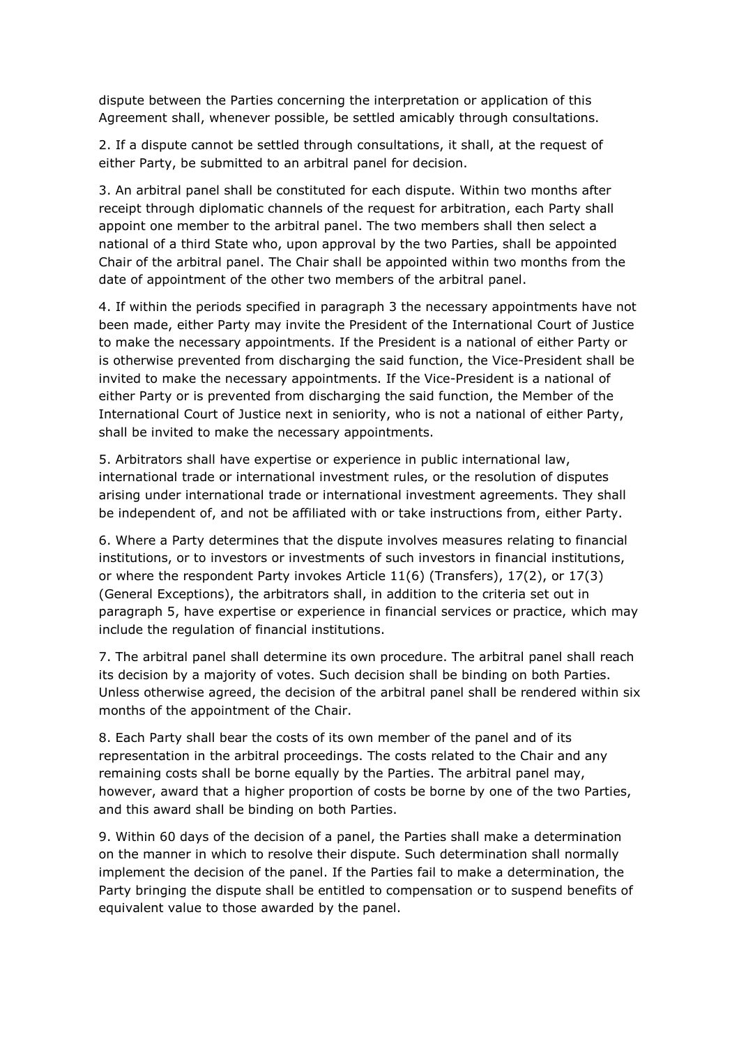dispute between the Parties concerning the interpretation or application of this Agreement shall, whenever possible, be settled amicably through consultations.

2. If a dispute cannot be settled through consultations, it shall, at the request of either Party, be submitted to an arbitral panel for decision.

3. An arbitral panel shall be constituted for each dispute. Within two months after receipt through diplomatic channels of the request for arbitration, each Party shall appoint one member to the arbitral panel. The two members shall then select a national of a third State who, upon approval by the two Parties, shall be appointed Chair of the arbitral panel. The Chair shall be appointed within two months from the date of appointment of the other two members of the arbitral panel.

4. If within the periods specified in paragraph 3 the necessary appointments have not been made, either Party may invite the President of the International Court of Justice to make the necessary appointments. If the President is a national of either Party or is otherwise prevented from discharging the said function, the Vice-President shall be invited to make the necessary appointments. If the Vice-President is a national of either Party or is prevented from discharging the said function, the Member of the International Court of Justice next in seniority, who is not a national of either Party, shall be invited to make the necessary appointments.

5. Arbitrators shall have expertise or experience in public international law, international trade or international investment rules, or the resolution of disputes arising under international trade or international investment agreements. They shall be independent of, and not be affiliated with or take instructions from, either Party.

6. Where a Party determines that the dispute involves measures relating to financial institutions, or to investors or investments of such investors in financial institutions, or where the respondent Party invokes Article 11(6) (Transfers), 17(2), or 17(3) (General Exceptions), the arbitrators shall, in addition to the criteria set out in paragraph 5, have expertise or experience in financial services or practice, which may include the regulation of financial institutions.

7. The arbitral panel shall determine its own procedure. The arbitral panel shall reach its decision by a majority of votes. Such decision shall be binding on both Parties. Unless otherwise agreed, the decision of the arbitral panel shall be rendered within six months of the appointment of the Chair.

8. Each Party shall bear the costs of its own member of the panel and of its representation in the arbitral proceedings. The costs related to the Chair and any remaining costs shall be borne equally by the Parties. The arbitral panel may, however, award that a higher proportion of costs be borne by one of the two Parties, and this award shall be binding on both Parties.

9. Within 60 days of the decision of a panel, the Parties shall make a determination on the manner in which to resolve their dispute. Such determination shall normally implement the decision of the panel. If the Parties fail to make a determination, the Party bringing the dispute shall be entitled to compensation or to suspend benefits of equivalent value to those awarded by the panel.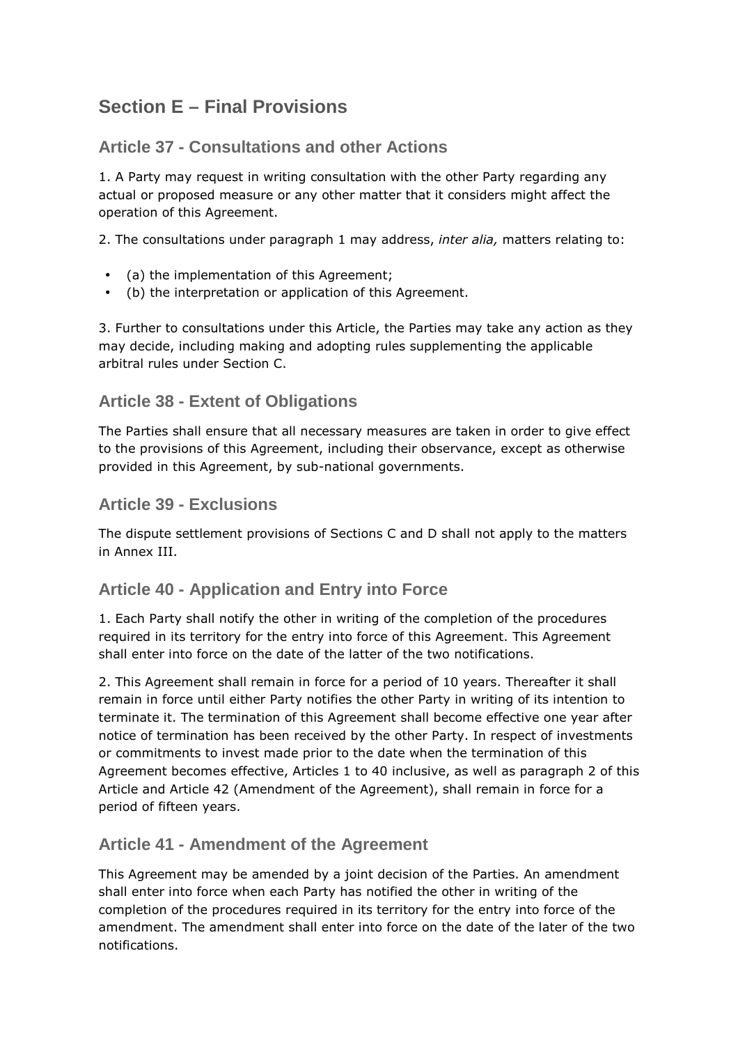## Section E – Final Provisions

### Article 37 - Consultations and other Actions

1. A Party may request in writing consultation with the other Party regarding any actual or proposed measure or any other matter that it considers might affect the operation of this Agreement.

2. The consultations under paragraph 1 may address, *inter alia,* matters relating to:

- (a) the implementation of this Agreement;
- (b) the interpretation or application of this Agreement.

3. Further to consultations under this Article, the Parties may take any action as they may decide, including making and adopting rules supplementing the applicable arbitral rules under Section C.

### Article 38 - Extent of Obligations

The Parties shall ensure that all necessary measures are taken in order to give effect to the provisions of this Agreement, including their observance, except as otherwise provided in this Agreement, by sub-national governments.

### Article 39 - Exclusions

The dispute settlement provisions of Sections C and D shall not apply to the matters in Annex III.

### Article 40 - Application and Entry into Force

1. Each Party shall notify the other in writing of the completion of the procedures required in its territory for the entry into force of this Agreement. This Agreement shall enter into force on the date of the latter of the two notifications.

2. This Agreement shall remain in force for a period of 10 years. Thereafter it shall remain in force until either Party notifies the other Party in writing of its intention to terminate it. The termination of this Agreement shall become effective one year after notice of termination has been received by the other Party. In respect of investments or commitments to invest made prior to the date when the termination of this Agreement becomes effective, Articles 1 to 40 inclusive, as well as paragraph 2 of this Article and Article 42 (Amendment of the Agreement), shall remain in force for a period of fifteen years.

### Article 41 - Amendment of the Agreement

This Agreement may be amended by a joint decision of the Parties. An amendment shall enter into force when each Party has notified the other in writing of the completion of the procedures required in its territory for the entry into force of the amendment. The amendment shall enter into force on the date of the later of the two notifications.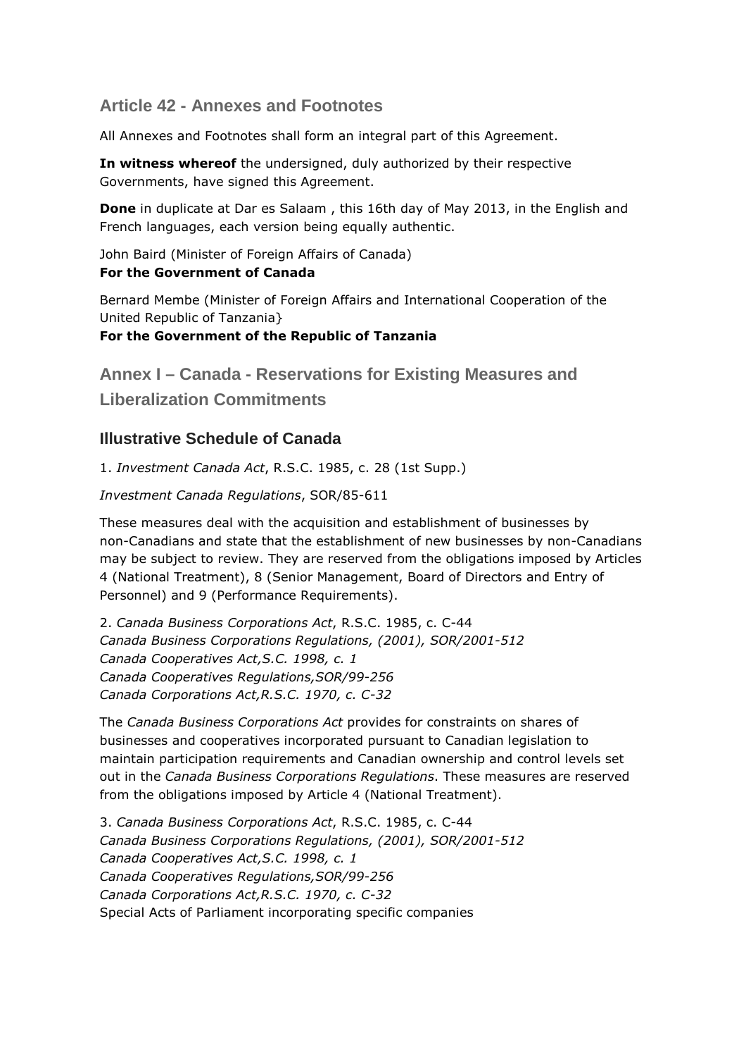## Article 42 - Annexes and Footnotes

All Annexes and Footnotes shall form an integral part of this Agreement.

**In witness whereof** the undersigned, duly authorized by their respective Governments, have signed this Agreement.

**Done** in duplicate at Dar es Salaam , this 16th day of May 2013, in the English and French languages, each version being equally authentic.

John Baird (Minister of Foreign Affairs of Canada)
**For the Government of Canada**

Bernard Membe (Minister of Foreign Affairs and International Cooperation of the United Republic of Tanzania}
**For the Government of the Republic of Tanzania**

## Annex I – Canada - Reservations for Existing Measures and Liberalization Commitments

### Illustrative Schedule of Canada

1. *Investment Canada Act*, R.S.C. 1985, c. 28 (1st Supp.)

*Investment Canada Regulations*, SOR/85-611

These measures deal with the acquisition and establishment of businesses by non-Canadians and state that the establishment of new businesses by non-Canadians may be subject to review. They are reserved from the obligations imposed by Articles 4 (National Treatment), 8 (Senior Management, Board of Directors and Entry of Personnel) and 9 (Performance Requirements).

2. *Canada Business Corporations Act*, R.S.C. 1985, c. C-44
*Canada Business Corporations Regulations, (2001), SOR/2001-512*
*Canada Cooperatives Act,S.C. 1998, c. 1*
*Canada Cooperatives Regulations,SOR/99-256*
*Canada Corporations Act,R.S.C. 1970, c. C-32*

The *Canada Business Corporations Act* provides for constraints on shares of businesses and cooperatives incorporated pursuant to Canadian legislation to maintain participation requirements and Canadian ownership and control levels set out in the *Canada Business Corporations Regulations*. These measures are reserved from the obligations imposed by Article 4 (National Treatment).

3. *Canada Business Corporations Act*, R.S.C. 1985, c. C-44
*Canada Business Corporations Regulations, (2001), SOR/2001-512*
*Canada Cooperatives Act,S.C. 1998, c. 1*
*Canada Cooperatives Regulations,SOR/99-256*
*Canada Corporations Act,R.S.C. 1970, c. C-32*
Special Acts of Parliament incorporating specific companies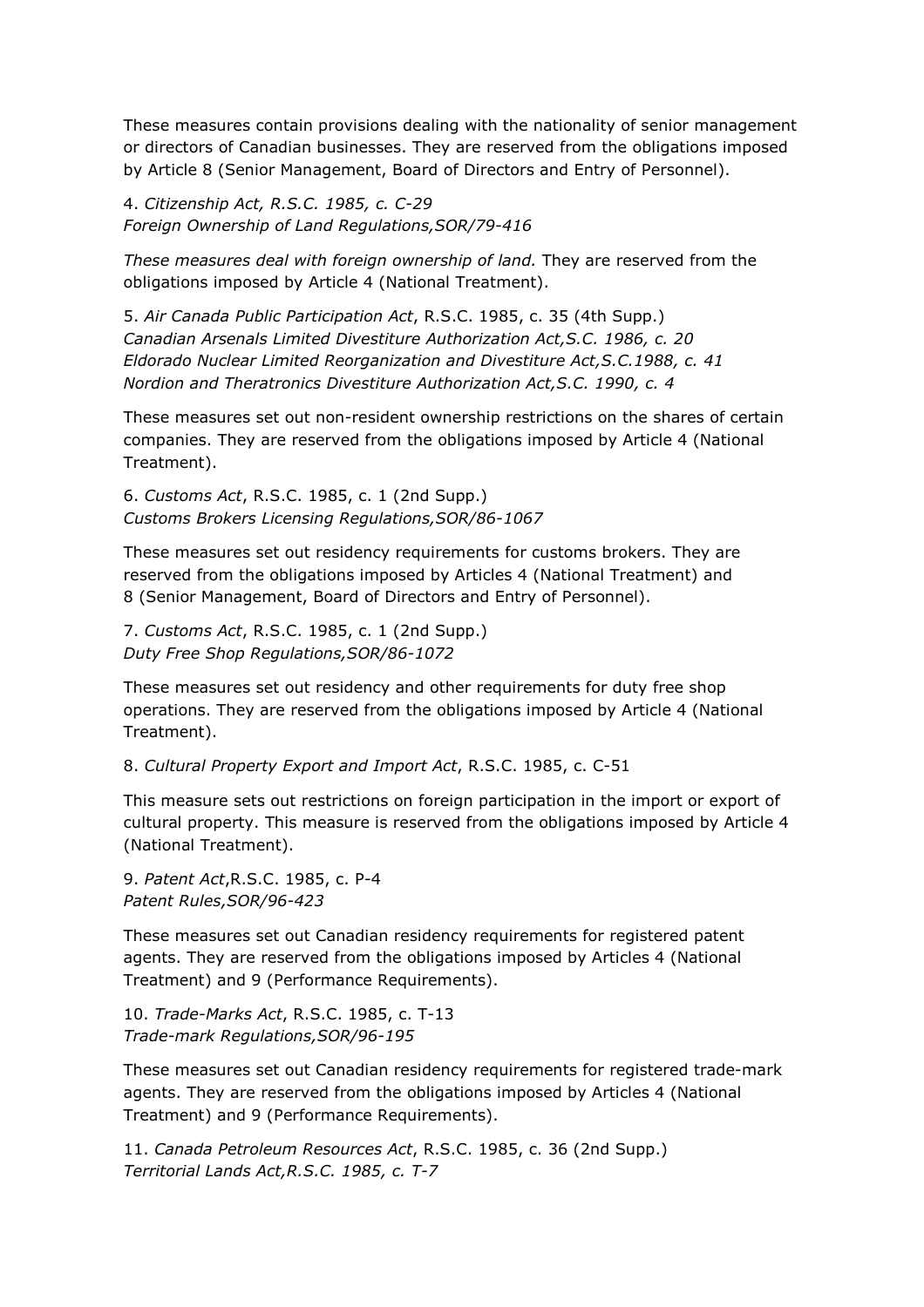These measures contain provisions dealing with the nationality of senior management or directors of Canadian businesses. They are reserved from the obligations imposed by Article 8 (Senior Management, Board of Directors and Entry of Personnel).

4. *Citizenship Act, R.S.C. 1985, c. C-29*
*Foreign Ownership of Land Regulations,SOR/79-416*

*These measures deal with foreign ownership of land.* They are reserved from the obligations imposed by Article 4 (National Treatment).

5. *Air Canada Public Participation Act*, R.S.C. 1985, c. 35 (4th Supp.)
*Canadian Arsenals Limited Divestiture Authorization Act,S.C. 1986, c. 20*
*Eldorado Nuclear Limited Reorganization and Divestiture Act,S.C.1988, c. 41*
*Nordion and Theratronics Divestiture Authorization Act,S.C. 1990, c. 4*

These measures set out non-resident ownership restrictions on the shares of certain companies. They are reserved from the obligations imposed by Article 4 (National Treatment).

6. *Customs Act*, R.S.C. 1985, c. 1 (2nd Supp.)
*Customs Brokers Licensing Regulations,SOR/86-1067*

These measures set out residency requirements for customs brokers. They are reserved from the obligations imposed by Articles 4 (National Treatment) and 8 (Senior Management, Board of Directors and Entry of Personnel).

7. *Customs Act*, R.S.C. 1985, c. 1 (2nd Supp.)
*Duty Free Shop Regulations,SOR/86-1072*

These measures set out residency and other requirements for duty free shop operations. They are reserved from the obligations imposed by Article 4 (National Treatment).

8. *Cultural Property Export and Import Act*, R.S.C. 1985, c. C-51

This measure sets out restrictions on foreign participation in the import or export of cultural property. This measure is reserved from the obligations imposed by Article 4 (National Treatment).

9. *Patent Act*,R.S.C. 1985, c. P-4
*Patent Rules,SOR/96-423*

These measures set out Canadian residency requirements for registered patent agents. They are reserved from the obligations imposed by Articles 4 (National Treatment) and 9 (Performance Requirements).

10. *Trade-Marks Act*, R.S.C. 1985, c. T-13
*Trade-mark Regulations,SOR/96-195*

These measures set out Canadian residency requirements for registered trade-mark agents. They are reserved from the obligations imposed by Articles 4 (National Treatment) and 9 (Performance Requirements).

11. *Canada Petroleum Resources Act*, R.S.C. 1985, c. 36 (2nd Supp.)
*Territorial Lands Act,R.S.C. 1985, c. T-7*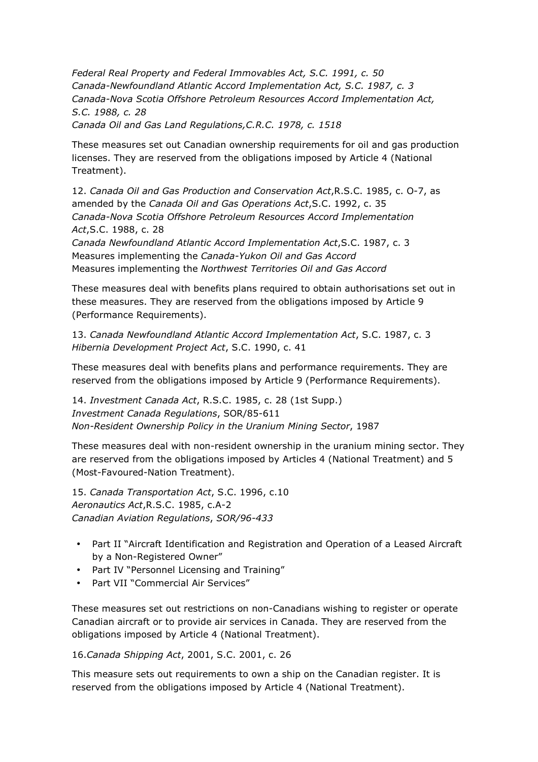*Federal Real Property and Federal Immovables Act, S.C. 1991, c. 50*
*Canada-Newfoundland Atlantic Accord Implementation Act, S.C. 1987, c. 3*
*Canada-Nova Scotia Offshore Petroleum Resources Accord Implementation Act, S.C. 1988, c. 28*
*Canada Oil and Gas Land Regulations,C.R.C. 1978, c. 1518*

These measures set out Canadian ownership requirements for oil and gas production licenses. They are reserved from the obligations imposed by Article 4 (National Treatment).

12. *Canada Oil and Gas Production and Conservation Act*,R.S.C. 1985, c. O-7, as amended by the *Canada Oil and Gas Operations Act*,S.C. 1992, c. 35
*Canada-Nova Scotia Offshore Petroleum Resources Accord Implementation Act*,S.C. 1988, c. 28
*Canada Newfoundland Atlantic Accord Implementation Act*,S.C. 1987, c. 3
Measures implementing the *Canada-Yukon Oil and Gas Accord*
Measures implementing the *Northwest Territories Oil and Gas Accord*

These measures deal with benefits plans required to obtain authorisations set out in these measures. They are reserved from the obligations imposed by Article 9 (Performance Requirements).

13. *Canada Newfoundland Atlantic Accord Implementation Act*, S.C. 1987, c. 3
*Hibernia Development Project Act*, S.C. 1990, c. 41

These measures deal with benefits plans and performance requirements. They are reserved from the obligations imposed by Article 9 (Performance Requirements).

14. *Investment Canada Act*, R.S.C. 1985, c. 28 (1st Supp.)
*Investment Canada Regulations*, SOR/85-611
*Non-Resident Ownership Policy in the Uranium Mining Sector*, 1987

These measures deal with non-resident ownership in the uranium mining sector. They are reserved from the obligations imposed by Articles 4 (National Treatment) and 5 (Most-Favoured-Nation Treatment).

15. *Canada Transportation Act*, S.C. 1996, c.10
*Aeronautics Act*,R.S.C. 1985, c.A-2
*Canadian Aviation Regulations*, *SOR/96-433*

- Part II "Aircraft Identification and Registration and Operation of a Leased Aircraft by a Non-Registered Owner"
- Part IV "Personnel Licensing and Training"
- Part VII "Commercial Air Services"

These measures set out restrictions on non-Canadians wishing to register or operate Canadian aircraft or to provide air services in Canada. They are reserved from the obligations imposed by Article 4 (National Treatment).

16.*Canada Shipping Act*, 2001, S.C. 2001, c. 26

This measure sets out requirements to own a ship on the Canadian register. It is reserved from the obligations imposed by Article 4 (National Treatment).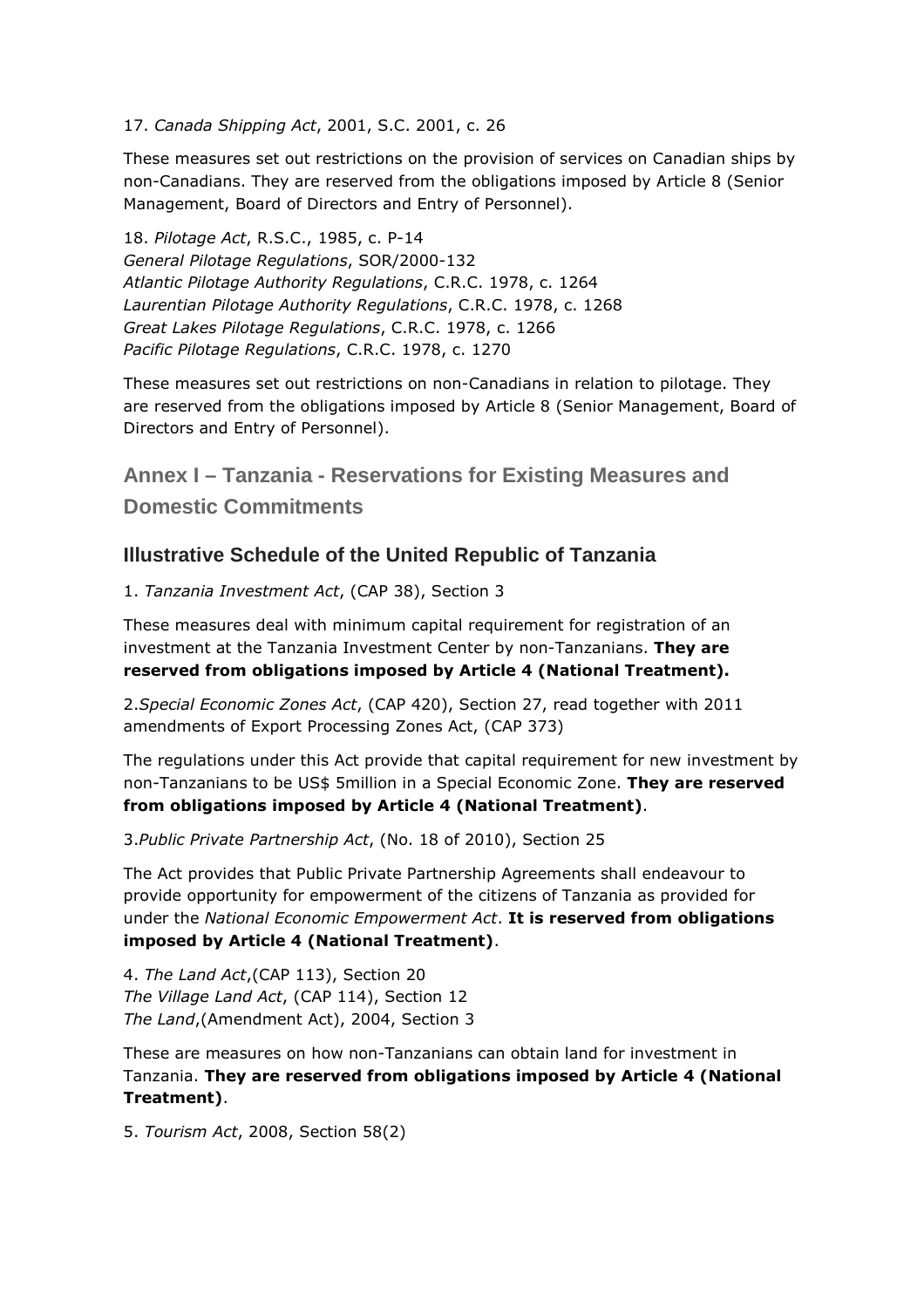17. *Canada Shipping Act*, 2001, S.C. 2001, c. 26

These measures set out restrictions on the provision of services on Canadian ships by non-Canadians. They are reserved from the obligations imposed by Article 8 (Senior Management, Board of Directors and Entry of Personnel).

18. *Pilotage Act*, R.S.C., 1985, c. P-14
*General Pilotage Regulations*, SOR/2000-132
*Atlantic Pilotage Authority Regulations*, C.R.C. 1978, c. 1264
*Laurentian Pilotage Authority Regulations*, C.R.C. 1978, c. 1268
*Great Lakes Pilotage Regulations*, C.R.C. 1978, c. 1266
*Pacific Pilotage Regulations*, C.R.C. 1978, c. 1270

These measures set out restrictions on non-Canadians in relation to pilotage. They are reserved from the obligations imposed by Article 8 (Senior Management, Board of Directors and Entry of Personnel).

## Annex I – Tanzania - Reservations for Existing Measures and Domestic Commitments

### Illustrative Schedule of the United Republic of Tanzania

1. *Tanzania Investment Act*, (CAP 38), Section 3

These measures deal with minimum capital requirement for registration of an investment at the Tanzania Investment Center by non-Tanzanians. **They are reserved from obligations imposed by Article 4 (National Treatment).**

2.*Special Economic Zones Act*, (CAP 420), Section 27, read together with 2011 amendments of Export Processing Zones Act, (CAP 373)

The regulations under this Act provide that capital requirement for new investment by non-Tanzanians to be US$ 5million in a Special Economic Zone. **They are reserved from obligations imposed by Article 4 (National Treatment)**.

3.*Public Private Partnership Act*, (No. 18 of 2010), Section 25

The Act provides that Public Private Partnership Agreements shall endeavour to provide opportunity for empowerment of the citizens of Tanzania as provided for under the *National Economic Empowerment Act*. **It is reserved from obligations imposed by Article 4 (National Treatment)**.

4. *The Land Act*,(CAP 113), Section 20
*The Village Land Act*, (CAP 114), Section 12
*The Land*,(Amendment Act), 2004, Section 3

These are measures on how non-Tanzanians can obtain land for investment in Tanzania. **They are reserved from obligations imposed by Article 4 (National Treatment)**.

5. *Tourism Act*, 2008, Section 58(2)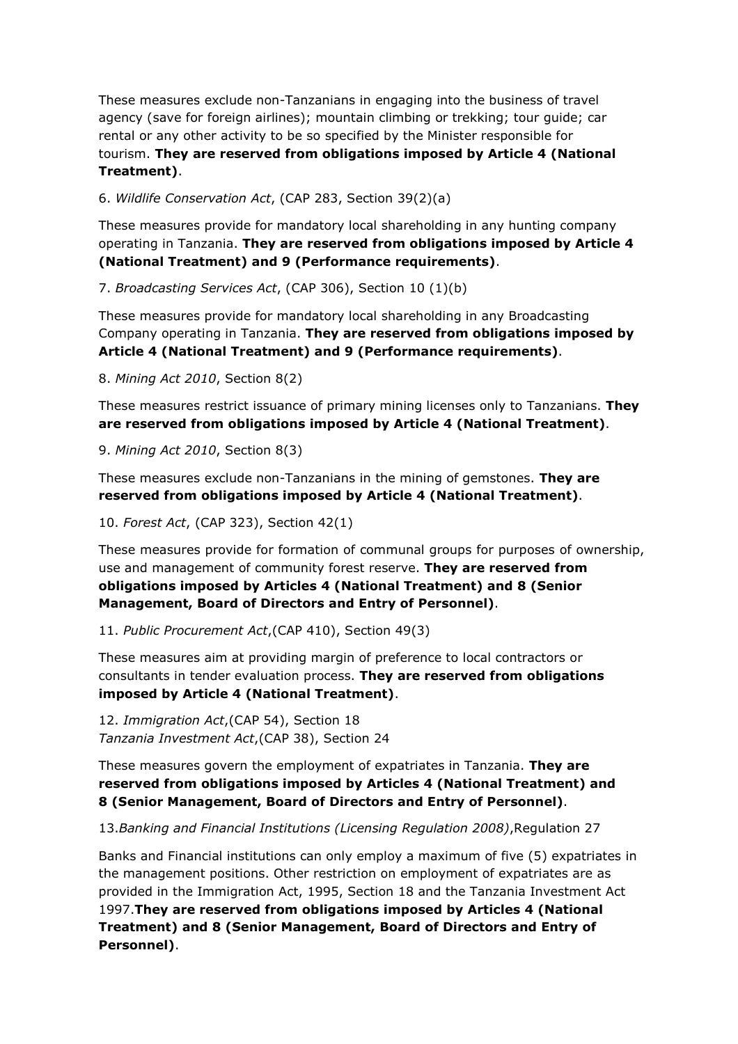These measures exclude non-Tanzanians in engaging into the business of travel agency (save for foreign airlines); mountain climbing or trekking; tour guide; car rental or any other activity to be so specified by the Minister responsible for tourism. **They are reserved from obligations imposed by Article 4 (National Treatment)**.

6. *Wildlife Conservation Act*, (CAP 283, Section 39(2)(a)

These measures provide for mandatory local shareholding in any hunting company operating in Tanzania. **They are reserved from obligations imposed by Article 4 (National Treatment) and 9 (Performance requirements)**.

7. *Broadcasting Services Act*, (CAP 306), Section 10 (1)(b)

These measures provide for mandatory local shareholding in any Broadcasting Company operating in Tanzania. **They are reserved from obligations imposed by Article 4 (National Treatment) and 9 (Performance requirements)**.

8. *Mining Act 2010*, Section 8(2)

These measures restrict issuance of primary mining licenses only to Tanzanians. **They are reserved from obligations imposed by Article 4 (National Treatment)**.

9. *Mining Act 2010*, Section 8(3)

These measures exclude non-Tanzanians in the mining of gemstones. **They are reserved from obligations imposed by Article 4 (National Treatment)**.

10. *Forest Act*, (CAP 323), Section 42(1)

These measures provide for formation of communal groups for purposes of ownership, use and management of community forest reserve. **They are reserved from obligations imposed by Articles 4 (National Treatment) and 8 (Senior Management, Board of Directors and Entry of Personnel)**.

11. *Public Procurement Act*,(CAP 410), Section 49(3)

These measures aim at providing margin of preference to local contractors or consultants in tender evaluation process. **They are reserved from obligations imposed by Article 4 (National Treatment)**.

12. *Immigration Act*,(CAP 54), Section 18
*Tanzania Investment Act*,(CAP 38), Section 24

These measures govern the employment of expatriates in Tanzania. **They are reserved from obligations imposed by Articles 4 (National Treatment) and 8 (Senior Management, Board of Directors and Entry of Personnel)**.

13.*Banking and Financial Institutions (Licensing Regulation 2008)*,Regulation 27

Banks and Financial institutions can only employ a maximum of five (5) expatriates in the management positions. Other restriction on employment of expatriates are as provided in the Immigration Act, 1995, Section 18 and the Tanzania Investment Act 1997.**They are reserved from obligations imposed by Articles 4 (National Treatment) and 8 (Senior Management, Board of Directors and Entry of Personnel)**.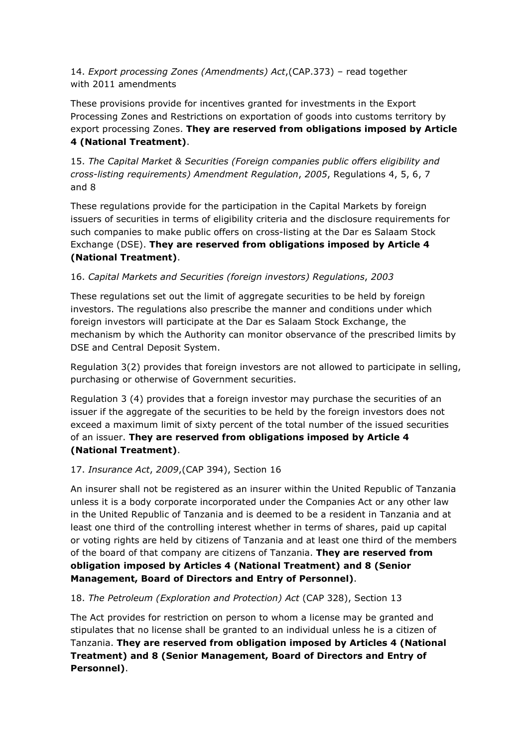14. *Export processing Zones (Amendments) Act*,(CAP.373) – read together with 2011 amendments

These provisions provide for incentives granted for investments in the Export Processing Zones and Restrictions on exportation of goods into customs territory by export processing Zones. **They are reserved from obligations imposed by Article 4 (National Treatment)**.

15. *The Capital Market & Securities (Foreign companies public offers eligibility and cross-listing requirements) Amendment Regulation*, *2005*, Regulations 4, 5, 6, 7 and 8

These regulations provide for the participation in the Capital Markets by foreign issuers of securities in terms of eligibility criteria and the disclosure requirements for such companies to make public offers on cross-listing at the Dar es Salaam Stock Exchange (DSE). **They are reserved from obligations imposed by Article 4 (National Treatment)**.

16. *Capital Markets and Securities (foreign investors) Regulations*, *2003*

These regulations set out the limit of aggregate securities to be held by foreign investors. The regulations also prescribe the manner and conditions under which foreign investors will participate at the Dar es Salaam Stock Exchange, the mechanism by which the Authority can monitor observance of the prescribed limits by DSE and Central Deposit System.

Regulation 3(2) provides that foreign investors are not allowed to participate in selling, purchasing or otherwise of Government securities.

Regulation 3 (4) provides that a foreign investor may purchase the securities of an issuer if the aggregate of the securities to be held by the foreign investors does not exceed a maximum limit of sixty percent of the total number of the issued securities of an issuer. **They are reserved from obligations imposed by Article 4 (National Treatment)**.

17. *Insurance Act*, *2009*,(CAP 394), Section 16

An insurer shall not be registered as an insurer within the United Republic of Tanzania unless it is a body corporate incorporated under the Companies Act or any other law in the United Republic of Tanzania and is deemed to be a resident in Tanzania and at least one third of the controlling interest whether in terms of shares, paid up capital or voting rights are held by citizens of Tanzania and at least one third of the members of the board of that company are citizens of Tanzania. **They are reserved from obligation imposed by Articles 4 (National Treatment) and 8 (Senior Management, Board of Directors and Entry of Personnel)**.

18. *The Petroleum (Exploration and Protection) Act* (CAP 328), Section 13

The Act provides for restriction on person to whom a license may be granted and stipulates that no license shall be granted to an individual unless he is a citizen of Tanzania. **They are reserved from obligation imposed by Articles 4 (National Treatment) and 8 (Senior Management, Board of Directors and Entry of Personnel)**.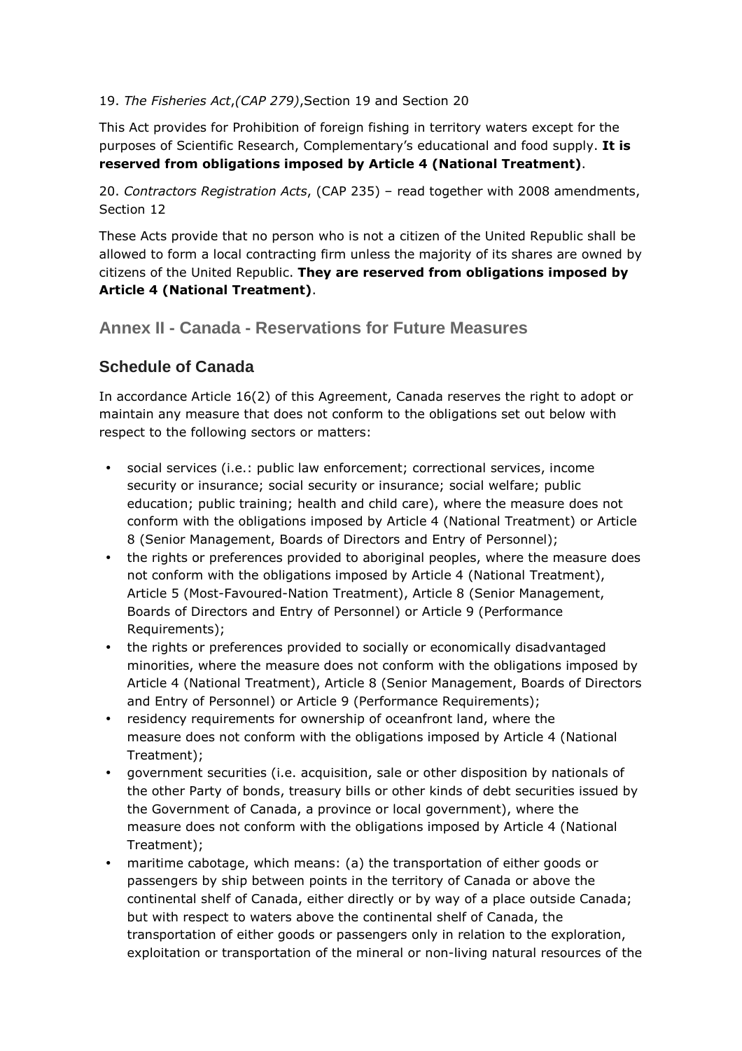19. *The Fisheries Act*,*(CAP 279)*,Section 19 and Section 20

This Act provides for Prohibition of foreign fishing in territory waters except for the purposes of Scientific Research, Complementary's educational and food supply. **It is reserved from obligations imposed by Article 4 (National Treatment)**.

20. *Contractors Registration Acts*, (CAP 235) – read together with 2008 amendments, Section 12

These Acts provide that no person who is not a citizen of the United Republic shall be allowed to form a local contracting firm unless the majority of its shares are owned by citizens of the United Republic. **They are reserved from obligations imposed by Article 4 (National Treatment)**.

## Annex II - Canada - Reservations for Future Measures

### Schedule of Canada

In accordance Article 16(2) of this Agreement, Canada reserves the right to adopt or maintain any measure that does not conform to the obligations set out below with respect to the following sectors or matters:

- social services (i.e.: public law enforcement; correctional services, income security or insurance; social security or insurance; social welfare; public education; public training; health and child care), where the measure does not conform with the obligations imposed by Article 4 (National Treatment) or Article 8 (Senior Management, Boards of Directors and Entry of Personnel);
- the rights or preferences provided to aboriginal peoples, where the measure does not conform with the obligations imposed by Article 4 (National Treatment), Article 5 (Most-Favoured-Nation Treatment), Article 8 (Senior Management, Boards of Directors and Entry of Personnel) or Article 9 (Performance Requirements);
- the rights or preferences provided to socially or economically disadvantaged minorities, where the measure does not conform with the obligations imposed by Article 4 (National Treatment), Article 8 (Senior Management, Boards of Directors and Entry of Personnel) or Article 9 (Performance Requirements);
- residency requirements for ownership of oceanfront land, where the measure does not conform with the obligations imposed by Article 4 (National Treatment);
- government securities (i.e. acquisition, sale or other disposition by nationals of the other Party of bonds, treasury bills or other kinds of debt securities issued by the Government of Canada, a province or local government), where the measure does not conform with the obligations imposed by Article 4 (National Treatment);
- maritime cabotage, which means: (a) the transportation of either goods or passengers by ship between points in the territory of Canada or above the continental shelf of Canada, either directly or by way of a place outside Canada; but with respect to waters above the continental shelf of Canada, the transportation of either goods or passengers only in relation to the exploration, exploitation or transportation of the mineral or non-living natural resources of the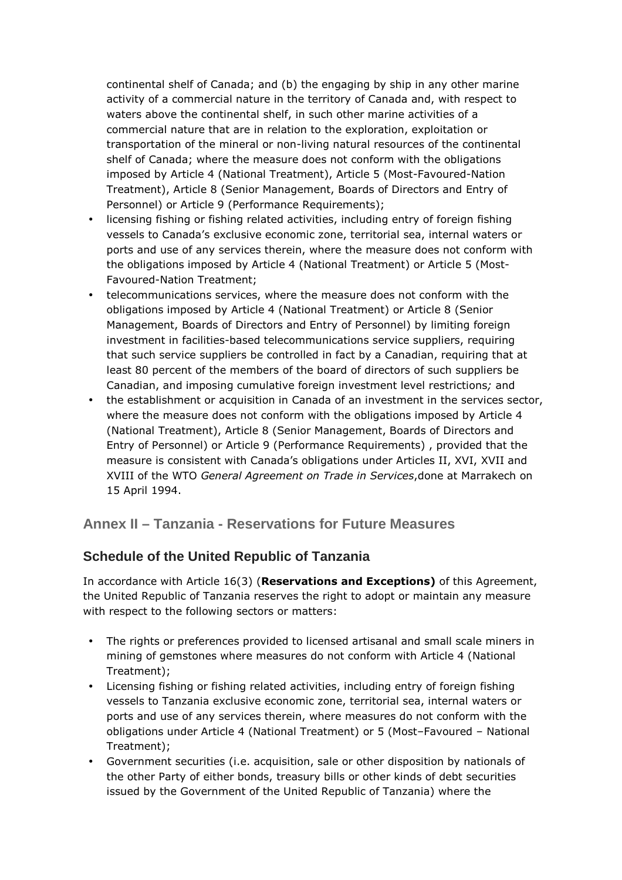continental shelf of Canada; and (b) the engaging by ship in any other marine activity of a commercial nature in the territory of Canada and, with respect to waters above the continental shelf, in such other marine activities of a commercial nature that are in relation to the exploration, exploitation or transportation of the mineral or non-living natural resources of the continental shelf of Canada; where the measure does not conform with the obligations imposed by Article 4 (National Treatment), Article 5 (Most-Favoured-Nation Treatment), Article 8 (Senior Management, Boards of Directors and Entry of Personnel) or Article 9 (Performance Requirements);

- licensing fishing or fishing related activities, including entry of foreign fishing vessels to Canada's exclusive economic zone, territorial sea, internal waters or ports and use of any services therein, where the measure does not conform with the obligations imposed by Article 4 (National Treatment) or Article 5 (Most-Favoured-Nation Treatment;
- telecommunications services, where the measure does not conform with the obligations imposed by Article 4 (National Treatment) or Article 8 (Senior Management, Boards of Directors and Entry of Personnel) by limiting foreign investment in facilities-based telecommunications service suppliers, requiring that such service suppliers be controlled in fact by a Canadian, requiring that at least 80 percent of the members of the board of directors of such suppliers be Canadian, and imposing cumulative foreign investment level restrictions*;* and
- the establishment or acquisition in Canada of an investment in the services sector, where the measure does not conform with the obligations imposed by Article 4 (National Treatment), Article 8 (Senior Management, Boards of Directors and Entry of Personnel) or Article 9 (Performance Requirements) , provided that the measure is consistent with Canada's obligations under Articles II, XVI, XVII and XVIII of the WTO *General Agreement on Trade in Services*,done at Marrakech on 15 April 1994.

## Annex II – Tanzania - Reservations for Future Measures

### Schedule of the United Republic of Tanzania

In accordance with Article 16(3) (**Reservations and Exceptions)** of this Agreement, the United Republic of Tanzania reserves the right to adopt or maintain any measure with respect to the following sectors or matters:

- The rights or preferences provided to licensed artisanal and small scale miners in mining of gemstones where measures do not conform with Article 4 (National Treatment);
- Licensing fishing or fishing related activities, including entry of foreign fishing vessels to Tanzania exclusive economic zone, territorial sea, internal waters or ports and use of any services therein, where measures do not conform with the obligations under Article 4 (National Treatment) or 5 (Most–Favoured – National Treatment);
- Government securities (i.e. acquisition, sale or other disposition by nationals of the other Party of either bonds, treasury bills or other kinds of debt securities issued by the Government of the United Republic of Tanzania) where the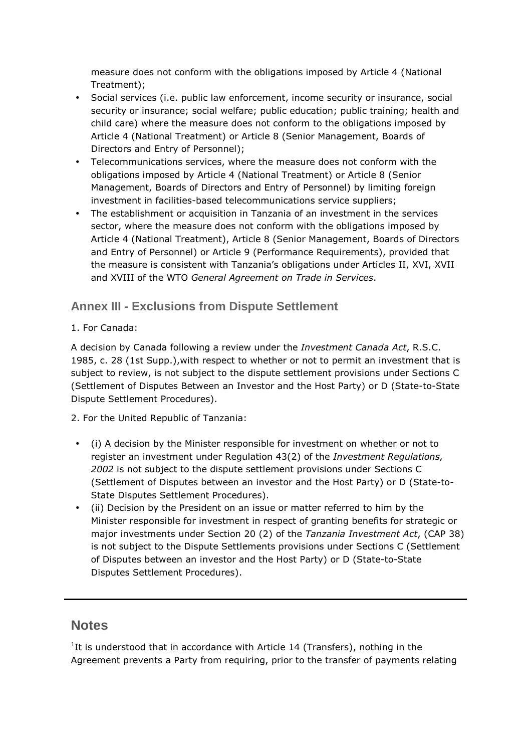measure does not conform with the obligations imposed by Article 4 (National Treatment);

- Social services (i.e. public law enforcement, income security or insurance, social security or insurance; social welfare; public education; public training; health and child care) where the measure does not conform to the obligations imposed by Article 4 (National Treatment) or Article 8 (Senior Management, Boards of Directors and Entry of Personnel);
- Telecommunications services, where the measure does not conform with the obligations imposed by Article 4 (National Treatment) or Article 8 (Senior Management, Boards of Directors and Entry of Personnel) by limiting foreign investment in facilities-based telecommunications service suppliers;
- The establishment or acquisition in Tanzania of an investment in the services sector, where the measure does not conform with the obligations imposed by Article 4 (National Treatment), Article 8 (Senior Management, Boards of Directors and Entry of Personnel) or Article 9 (Performance Requirements), provided that the measure is consistent with Tanzania's obligations under Articles II, XVI, XVII and XVIII of the WTO *General Agreement on Trade in Services*.

## Annex III - Exclusions from Dispute Settlement

1. For Canada:

A decision by Canada following a review under the *Investment Canada Act*, R.S.C. 1985, c. 28 (1st Supp.),with respect to whether or not to permit an investment that is subject to review, is not subject to the dispute settlement provisions under Sections C (Settlement of Disputes Between an Investor and the Host Party) or D (State-to-State Dispute Settlement Procedures).

2. For the United Republic of Tanzania:

- (i) A decision by the Minister responsible for investment on whether or not to register an investment under Regulation 43(2) of the *Investment Regulations, 2002* is not subject to the dispute settlement provisions under Sections C (Settlement of Disputes between an investor and the Host Party) or D (State-to-State Disputes Settlement Procedures).
- (ii) Decision by the President on an issue or matter referred to him by the Minister responsible for investment in respect of granting benefits for strategic or major investments under Section 20 (2) of the *Tanzania Investment Act*, (CAP 38) is not subject to the Dispute Settlements provisions under Sections C (Settlement of Disputes between an investor and the Host Party) or D (State-to-State Disputes Settlement Procedures).

---

## Notes

[1]It is understood that in accordance with Article 14 (Transfers), nothing in the Agreement prevents a Party from requiring, prior to the transfer of payments relating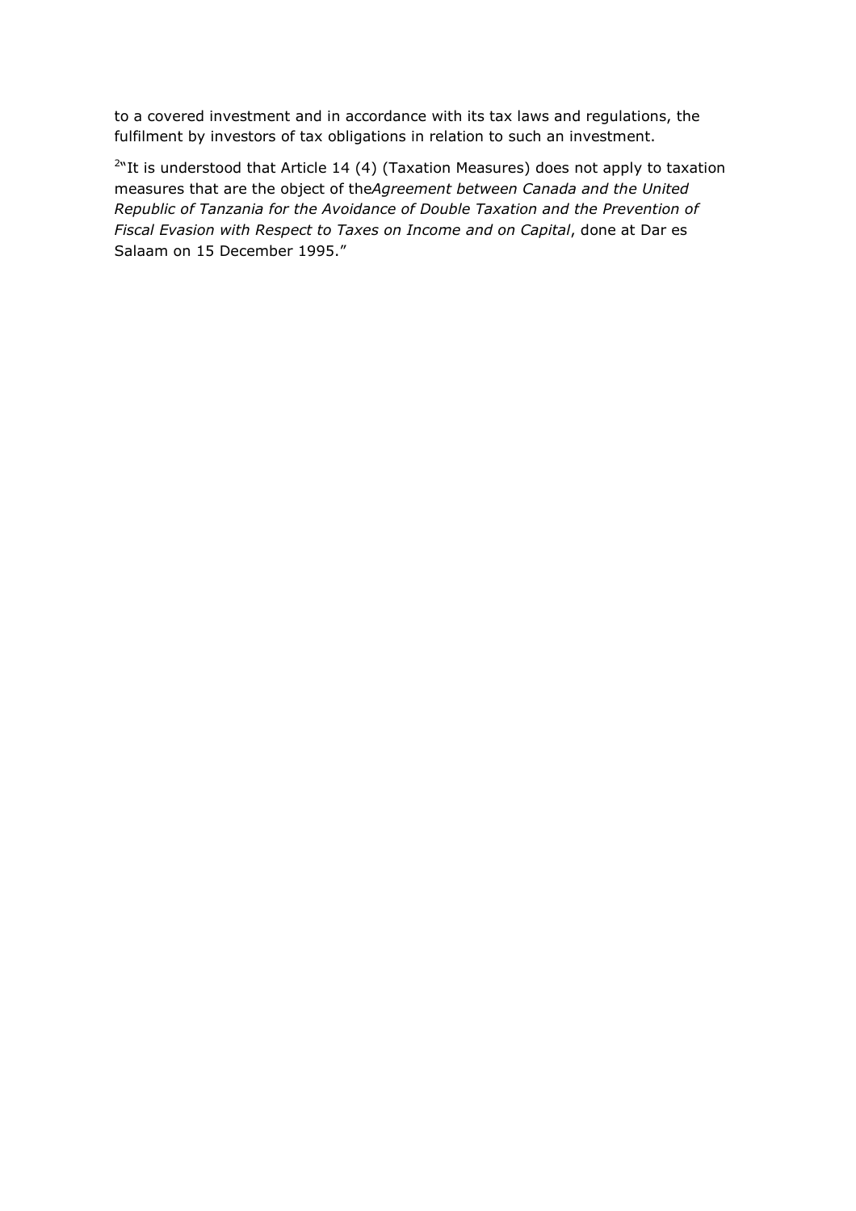to a covered investment and in accordance with its tax laws and regulations, the fulfilment by investors of tax obligations in relation to such an investment.

[2]"It is understood that Article 14 (4) (Taxation Measures) does not apply to taxation measures that are the object of the*Agreement between Canada and the United Republic of Tanzania for the Avoidance of Double Taxation and the Prevention of Fiscal Evasion with Respect to Taxes on Income and on Capital*, done at Dar es Salaam on 15 December 1995."